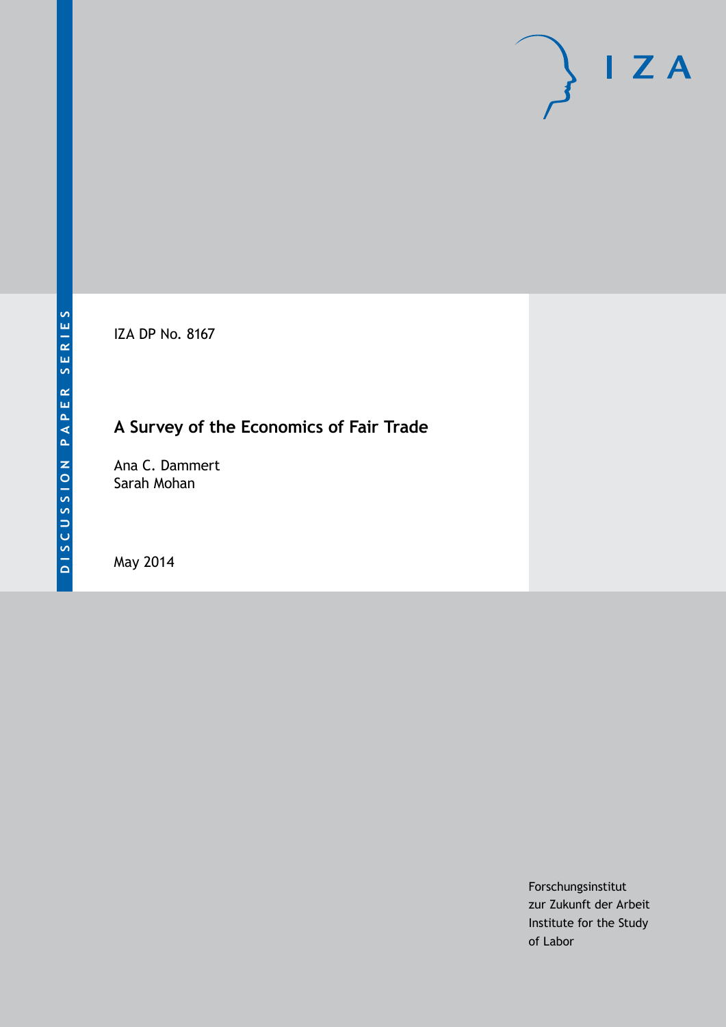DISCUSSION PAPER SERIES

I Z A

IZA DP No. 8167

# A Survey of the Economics of Fair Trade

Ana C. Dammert
Sarah Mohan

May 2014

Forschungsinstitut
zur Zukunft der Arbeit
Institute for the Study
of Labor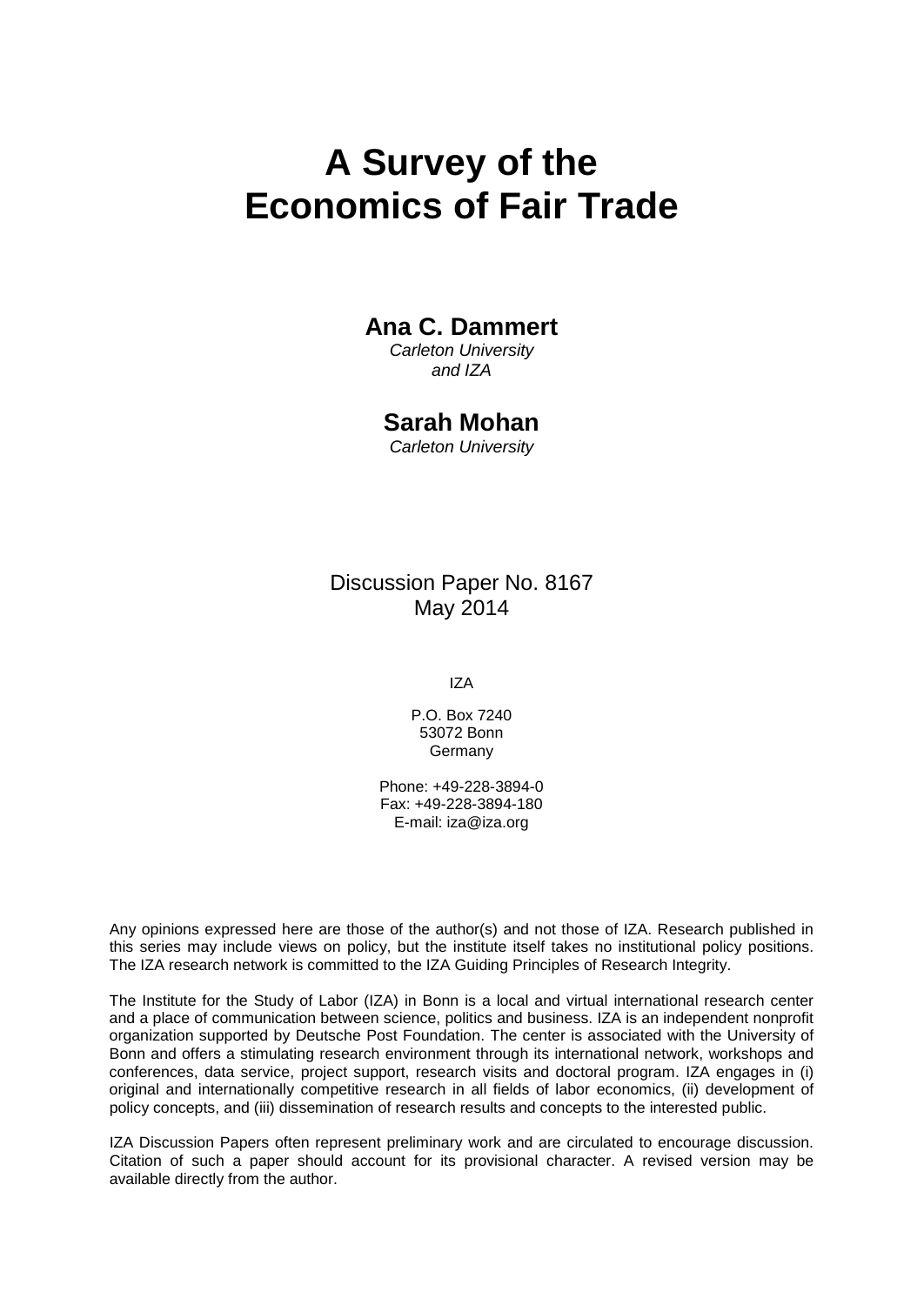# A Survey of the Economics of Fair Trade

**Ana C. Dammert**
*Carleton University and IZA*

**Sarah Mohan**
*Carleton University*

Discussion Paper No. 8167
May 2014

IZA

P.O. Box 7240
53072 Bonn
Germany

Phone: +49-228-3894-0
Fax: +49-228-3894-180
E-mail: iza@iza.org

Any opinions expressed here are those of the author(s) and not those of IZA. Research published in this series may include views on policy, but the institute itself takes no institutional policy positions. The IZA research network is committed to the IZA Guiding Principles of Research Integrity.

The Institute for the Study of Labor (IZA) in Bonn is a local and virtual international research center and a place of communication between science, politics and business. IZA is an independent nonprofit organization supported by Deutsche Post Foundation. The center is associated with the University of Bonn and offers a stimulating research environment through its international network, workshops and conferences, data service, project support, research visits and doctoral program. IZA engages in (i) original and internationally competitive research in all fields of labor economics, (ii) development of policy concepts, and (iii) dissemination of research results and concepts to the interested public.

IZA Discussion Papers often represent preliminary work and are circulated to encourage discussion. Citation of such a paper should account for its provisional character. A revised version may be available directly from the author.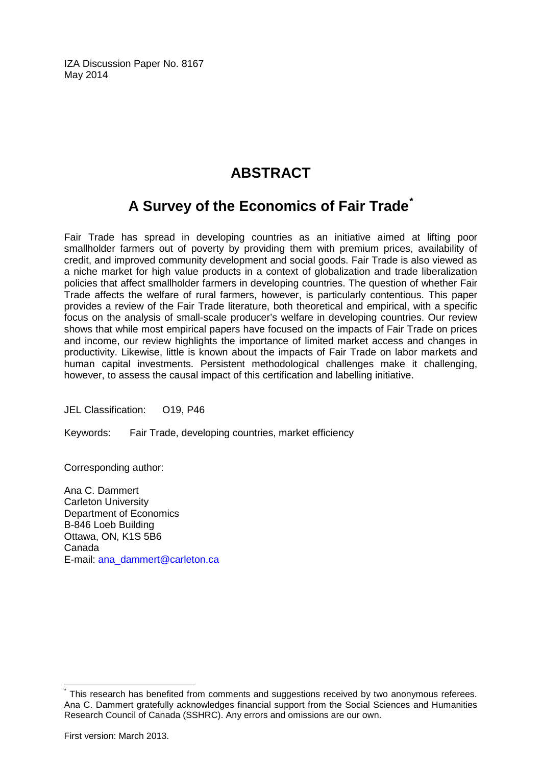IZA Discussion Paper No. 8167
May 2014

# ABSTRACT

## A Survey of the Economics of Fair Trade[*]

Fair Trade has spread in developing countries as an initiative aimed at lifting poor smallholder farmers out of poverty by providing them with premium prices, availability of credit, and improved community development and social goods. Fair Trade is also viewed as a niche market for high value products in a context of globalization and trade liberalization policies that affect smallholder farmers in developing countries. The question of whether Fair Trade affects the welfare of rural farmers, however, is particularly contentious. This paper provides a review of the Fair Trade literature, both theoretical and empirical, with a specific focus on the analysis of small-scale producer's welfare in developing countries. Our review shows that while most empirical papers have focused on the impacts of Fair Trade on prices and income, our review highlights the importance of limited market access and changes in productivity. Likewise, little is known about the impacts of Fair Trade on labor markets and human capital investments. Persistent methodological challenges make it challenging, however, to assess the causal impact of this certification and labelling initiative.

JEL Classification: O19, P46

Keywords: Fair Trade, developing countries, market efficiency

Corresponding author:

Ana C. Dammert
Carleton University
Department of Economics
B-846 Loeb Building
Ottawa, ON, K1S 5B6
Canada
E-mail: ana_dammert@carleton.ca

[*] This research has benefited from comments and suggestions received by two anonymous referees. Ana C. Dammert gratefully acknowledges financial support from the Social Sciences and Humanities Research Council of Canada (SSHRC). Any errors and omissions are our own.

First version: March 2013.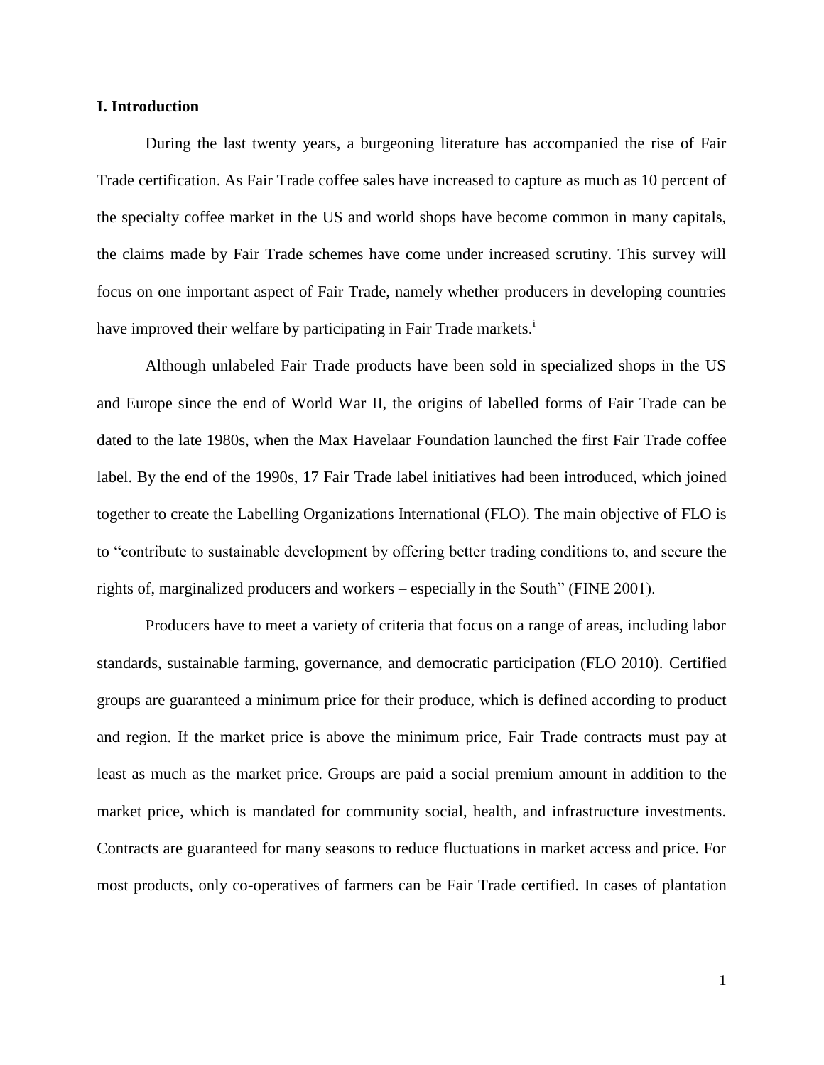## I. Introduction

During the last twenty years, a burgeoning literature has accompanied the rise of Fair Trade certification. As Fair Trade coffee sales have increased to capture as much as 10 percent of the specialty coffee market in the US and world shops have become common in many capitals, the claims made by Fair Trade schemes have come under increased scrutiny. This survey will focus on one important aspect of Fair Trade, namely whether producers in developing countries have improved their welfare by participating in Fair Trade markets.[i]

Although unlabeled Fair Trade products have been sold in specialized shops in the US and Europe since the end of World War II, the origins of labelled forms of Fair Trade can be dated to the late 1980s, when the Max Havelaar Foundation launched the first Fair Trade coffee label. By the end of the 1990s, 17 Fair Trade label initiatives had been introduced, which joined together to create the Labelling Organizations International (FLO). The main objective of FLO is to "contribute to sustainable development by offering better trading conditions to, and secure the rights of, marginalized producers and workers – especially in the South" (FINE 2001).

Producers have to meet a variety of criteria that focus on a range of areas, including labor standards, sustainable farming, governance, and democratic participation (FLO 2010). Certified groups are guaranteed a minimum price for their produce, which is defined according to product and region. If the market price is above the minimum price, Fair Trade contracts must pay at least as much as the market price. Groups are paid a social premium amount in addition to the market price, which is mandated for community social, health, and infrastructure investments. Contracts are guaranteed for many seasons to reduce fluctuations in market access and price. For most products, only co-operatives of farmers can be Fair Trade certified. In cases of plantation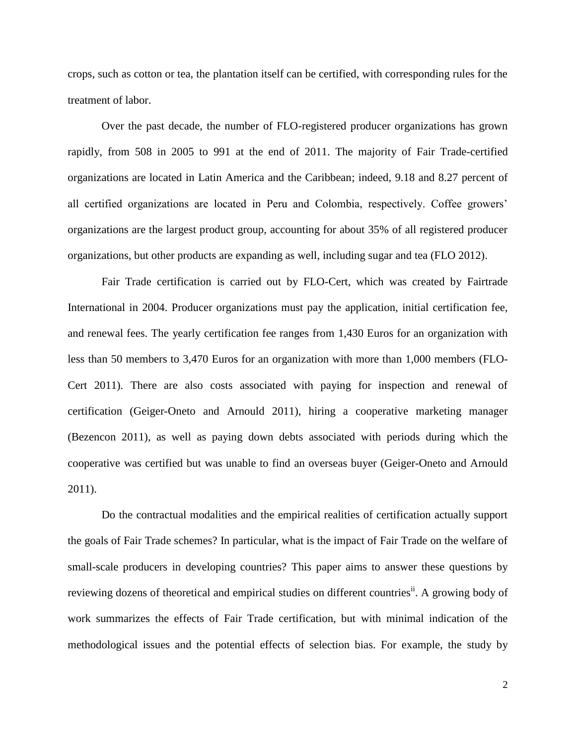crops, such as cotton or tea, the plantation itself can be certified, with corresponding rules for the treatment of labor.

Over the past decade, the number of FLO-registered producer organizations has grown rapidly, from 508 in 2005 to 991 at the end of 2011. The majority of Fair Trade-certified organizations are located in Latin America and the Caribbean; indeed, 9.18 and 8.27 percent of all certified organizations are located in Peru and Colombia, respectively. Coffee growers' organizations are the largest product group, accounting for about 35% of all registered producer organizations, but other products are expanding as well, including sugar and tea (FLO 2012).

Fair Trade certification is carried out by FLO-Cert, which was created by Fairtrade International in 2004. Producer organizations must pay the application, initial certification fee, and renewal fees. The yearly certification fee ranges from 1,430 Euros for an organization with less than 50 members to 3,470 Euros for an organization with more than 1,000 members (FLO-Cert 2011). There are also costs associated with paying for inspection and renewal of certification (Geiger-Oneto and Arnould 2011), hiring a cooperative marketing manager (Bezencon 2011), as well as paying down debts associated with periods during which the cooperative was certified but was unable to find an overseas buyer (Geiger-Oneto and Arnould 2011).

Do the contractual modalities and the empirical realities of certification actually support the goals of Fair Trade schemes? In particular, what is the impact of Fair Trade on the welfare of small-scale producers in developing countries? This paper aims to answer these questions by reviewing dozens of theoretical and empirical studies on different countries[ii]. A growing body of work summarizes the effects of Fair Trade certification, but with minimal indication of the methodological issues and the potential effects of selection bias. For example, the study by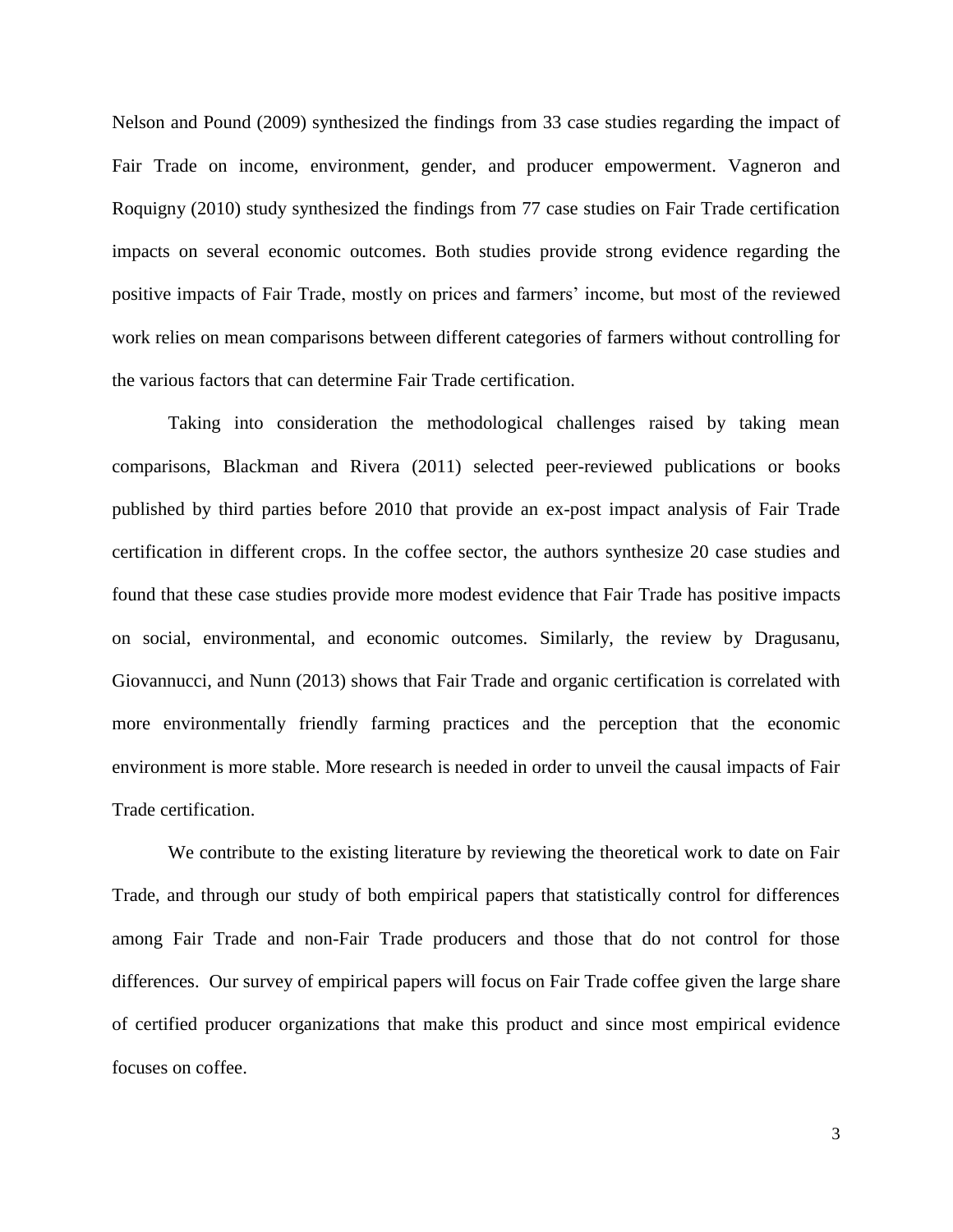Nelson and Pound (2009) synthesized the findings from 33 case studies regarding the impact of Fair Trade on income, environment, gender, and producer empowerment. Vagneron and Roquigny (2010) study synthesized the findings from 77 case studies on Fair Trade certification impacts on several economic outcomes. Both studies provide strong evidence regarding the positive impacts of Fair Trade, mostly on prices and farmers' income, but most of the reviewed work relies on mean comparisons between different categories of farmers without controlling for the various factors that can determine Fair Trade certification.

Taking into consideration the methodological challenges raised by taking mean comparisons, Blackman and Rivera (2011) selected peer-reviewed publications or books published by third parties before 2010 that provide an ex-post impact analysis of Fair Trade certification in different crops. In the coffee sector, the authors synthesize 20 case studies and found that these case studies provide more modest evidence that Fair Trade has positive impacts on social, environmental, and economic outcomes. Similarly, the review by Dragusanu, Giovannucci, and Nunn (2013) shows that Fair Trade and organic certification is correlated with more environmentally friendly farming practices and the perception that the economic environment is more stable. More research is needed in order to unveil the causal impacts of Fair Trade certification.

We contribute to the existing literature by reviewing the theoretical work to date on Fair Trade, and through our study of both empirical papers that statistically control for differences among Fair Trade and non-Fair Trade producers and those that do not control for those differences. Our survey of empirical papers will focus on Fair Trade coffee given the large share of certified producer organizations that make this product and since most empirical evidence focuses on coffee.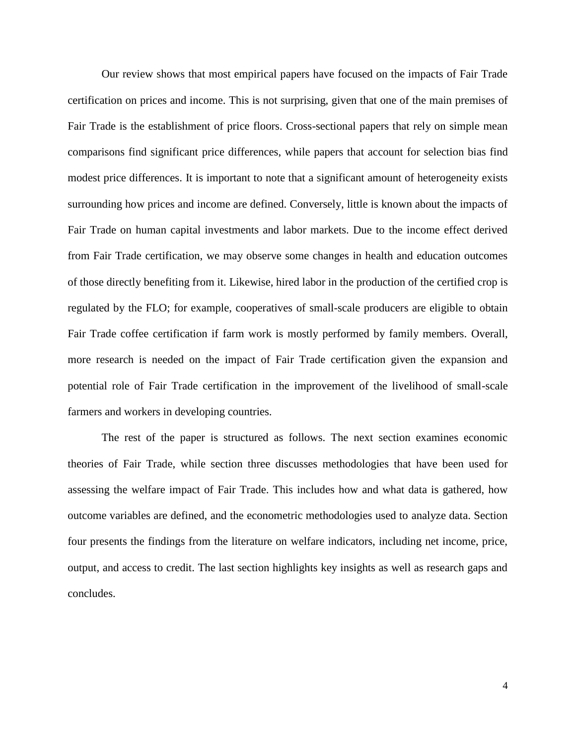Our review shows that most empirical papers have focused on the impacts of Fair Trade certification on prices and income. This is not surprising, given that one of the main premises of Fair Trade is the establishment of price floors. Cross-sectional papers that rely on simple mean comparisons find significant price differences, while papers that account for selection bias find modest price differences. It is important to note that a significant amount of heterogeneity exists surrounding how prices and income are defined. Conversely, little is known about the impacts of Fair Trade on human capital investments and labor markets. Due to the income effect derived from Fair Trade certification, we may observe some changes in health and education outcomes of those directly benefiting from it. Likewise, hired labor in the production of the certified crop is regulated by the FLO; for example, cooperatives of small-scale producers are eligible to obtain Fair Trade coffee certification if farm work is mostly performed by family members. Overall, more research is needed on the impact of Fair Trade certification given the expansion and potential role of Fair Trade certification in the improvement of the livelihood of small-scale farmers and workers in developing countries.

The rest of the paper is structured as follows. The next section examines economic theories of Fair Trade, while section three discusses methodologies that have been used for assessing the welfare impact of Fair Trade. This includes how and what data is gathered, how outcome variables are defined, and the econometric methodologies used to analyze data. Section four presents the findings from the literature on welfare indicators, including net income, price, output, and access to credit. The last section highlights key insights as well as research gaps and concludes.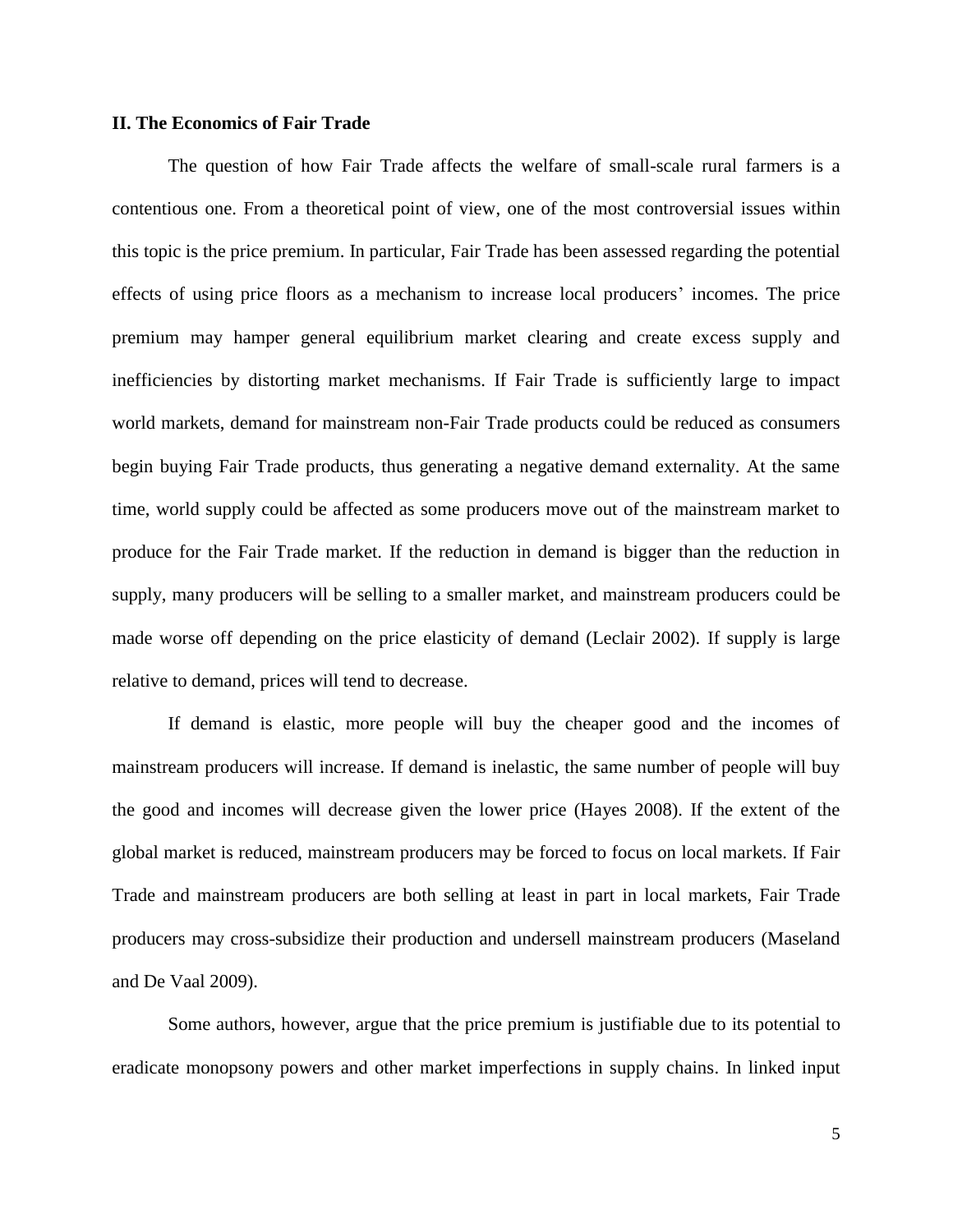## II. The Economics of Fair Trade

The question of how Fair Trade affects the welfare of small-scale rural farmers is a contentious one. From a theoretical point of view, one of the most controversial issues within this topic is the price premium. In particular, Fair Trade has been assessed regarding the potential effects of using price floors as a mechanism to increase local producers' incomes. The price premium may hamper general equilibrium market clearing and create excess supply and inefficiencies by distorting market mechanisms. If Fair Trade is sufficiently large to impact world markets, demand for mainstream non-Fair Trade products could be reduced as consumers begin buying Fair Trade products, thus generating a negative demand externality. At the same time, world supply could be affected as some producers move out of the mainstream market to produce for the Fair Trade market. If the reduction in demand is bigger than the reduction in supply, many producers will be selling to a smaller market, and mainstream producers could be made worse off depending on the price elasticity of demand (Leclair 2002). If supply is large relative to demand, prices will tend to decrease.

If demand is elastic, more people will buy the cheaper good and the incomes of mainstream producers will increase. If demand is inelastic, the same number of people will buy the good and incomes will decrease given the lower price (Hayes 2008). If the extent of the global market is reduced, mainstream producers may be forced to focus on local markets. If Fair Trade and mainstream producers are both selling at least in part in local markets, Fair Trade producers may cross-subsidize their production and undersell mainstream producers (Maseland and De Vaal 2009).

Some authors, however, argue that the price premium is justifiable due to its potential to eradicate monopsony powers and other market imperfections in supply chains. In linked input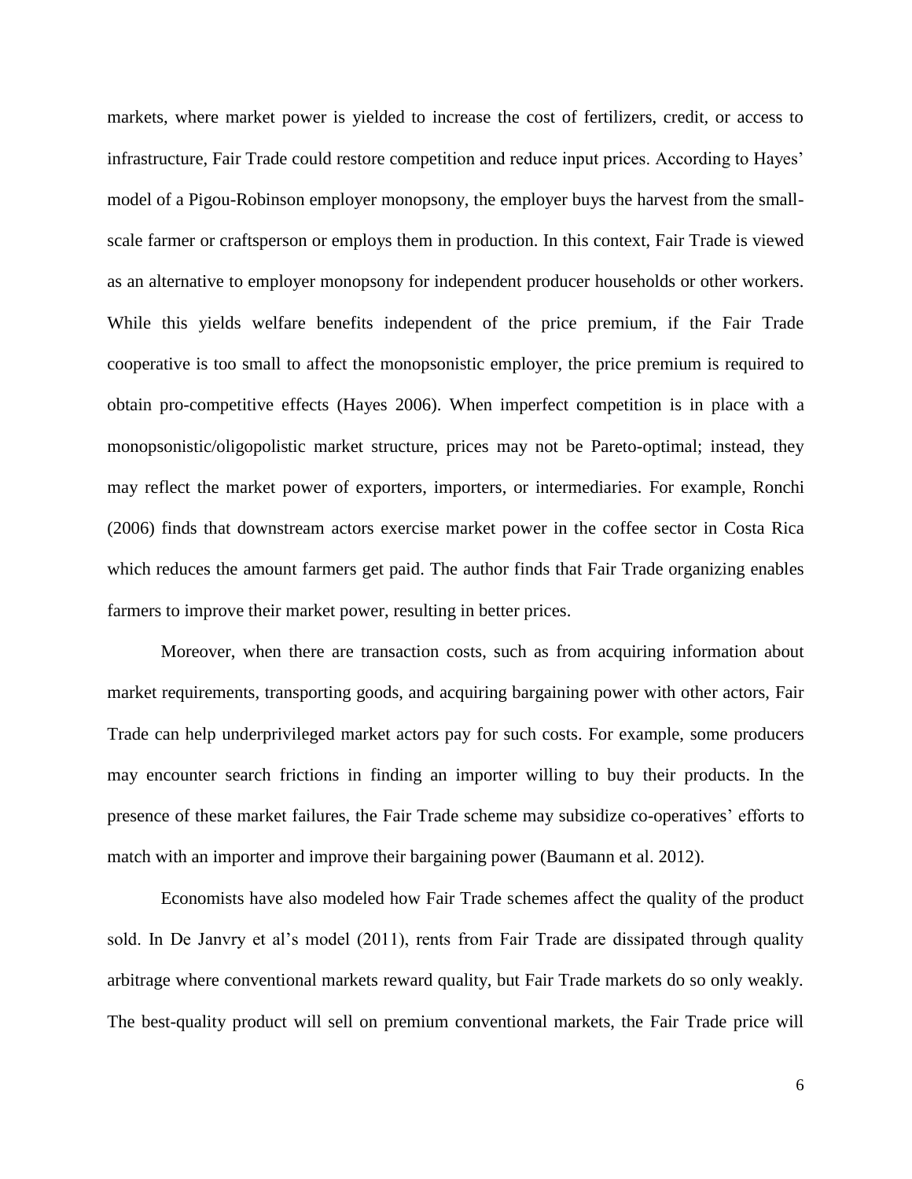markets, where market power is yielded to increase the cost of fertilizers, credit, or access to infrastructure, Fair Trade could restore competition and reduce input prices. According to Hayes' model of a Pigou-Robinson employer monopsony, the employer buys the harvest from the small-scale farmer or craftsperson or employs them in production. In this context, Fair Trade is viewed as an alternative to employer monopsony for independent producer households or other workers. While this yields welfare benefits independent of the price premium, if the Fair Trade cooperative is too small to affect the monopsonistic employer, the price premium is required to obtain pro-competitive effects (Hayes 2006). When imperfect competition is in place with a monopsonistic/oligopolistic market structure, prices may not be Pareto-optimal; instead, they may reflect the market power of exporters, importers, or intermediaries. For example, Ronchi (2006) finds that downstream actors exercise market power in the coffee sector in Costa Rica which reduces the amount farmers get paid. The author finds that Fair Trade organizing enables farmers to improve their market power, resulting in better prices.

Moreover, when there are transaction costs, such as from acquiring information about market requirements, transporting goods, and acquiring bargaining power with other actors, Fair Trade can help underprivileged market actors pay for such costs. For example, some producers may encounter search frictions in finding an importer willing to buy their products. In the presence of these market failures, the Fair Trade scheme may subsidize co-operatives' efforts to match with an importer and improve their bargaining power (Baumann et al. 2012).

Economists have also modeled how Fair Trade schemes affect the quality of the product sold. In De Janvry et al's model (2011), rents from Fair Trade are dissipated through quality arbitrage where conventional markets reward quality, but Fair Trade markets do so only weakly. The best-quality product will sell on premium conventional markets, the Fair Trade price will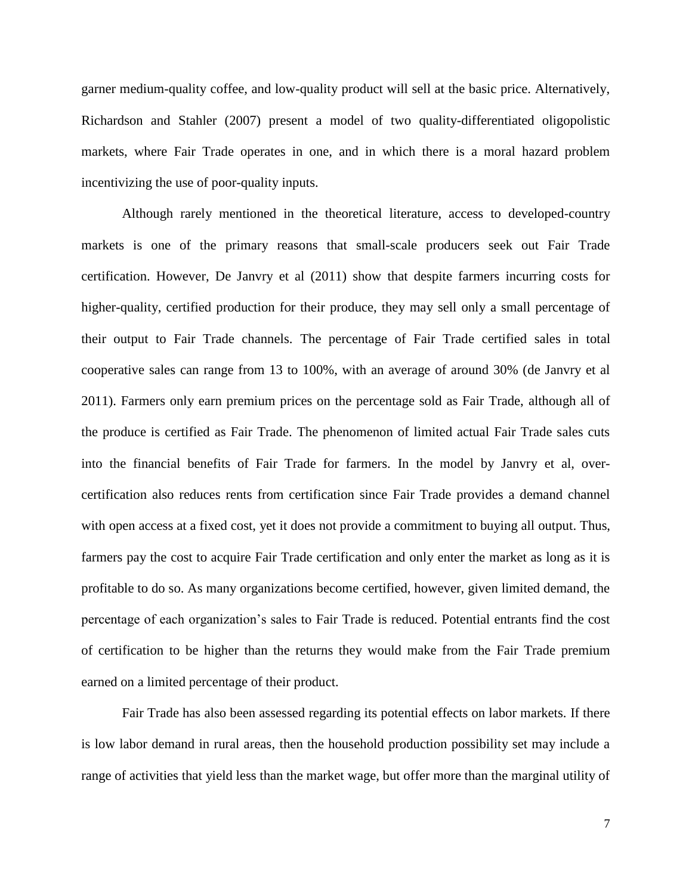garner medium-quality coffee, and low-quality product will sell at the basic price. Alternatively, Richardson and Stahler (2007) present a model of two quality-differentiated oligopolistic markets, where Fair Trade operates in one, and in which there is a moral hazard problem incentivizing the use of poor-quality inputs.

Although rarely mentioned in the theoretical literature, access to developed-country markets is one of the primary reasons that small-scale producers seek out Fair Trade certification. However, De Janvry et al (2011) show that despite farmers incurring costs for higher-quality, certified production for their produce, they may sell only a small percentage of their output to Fair Trade channels. The percentage of Fair Trade certified sales in total cooperative sales can range from 13 to 100%, with an average of around 30% (de Janvry et al 2011). Farmers only earn premium prices on the percentage sold as Fair Trade, although all of the produce is certified as Fair Trade. The phenomenon of limited actual Fair Trade sales cuts into the financial benefits of Fair Trade for farmers. In the model by Janvry et al, over-certification also reduces rents from certification since Fair Trade provides a demand channel with open access at a fixed cost, yet it does not provide a commitment to buying all output. Thus, farmers pay the cost to acquire Fair Trade certification and only enter the market as long as it is profitable to do so. As many organizations become certified, however, given limited demand, the percentage of each organization's sales to Fair Trade is reduced. Potential entrants find the cost of certification to be higher than the returns they would make from the Fair Trade premium earned on a limited percentage of their product.

Fair Trade has also been assessed regarding its potential effects on labor markets. If there is low labor demand in rural areas, then the household production possibility set may include a range of activities that yield less than the market wage, but offer more than the marginal utility of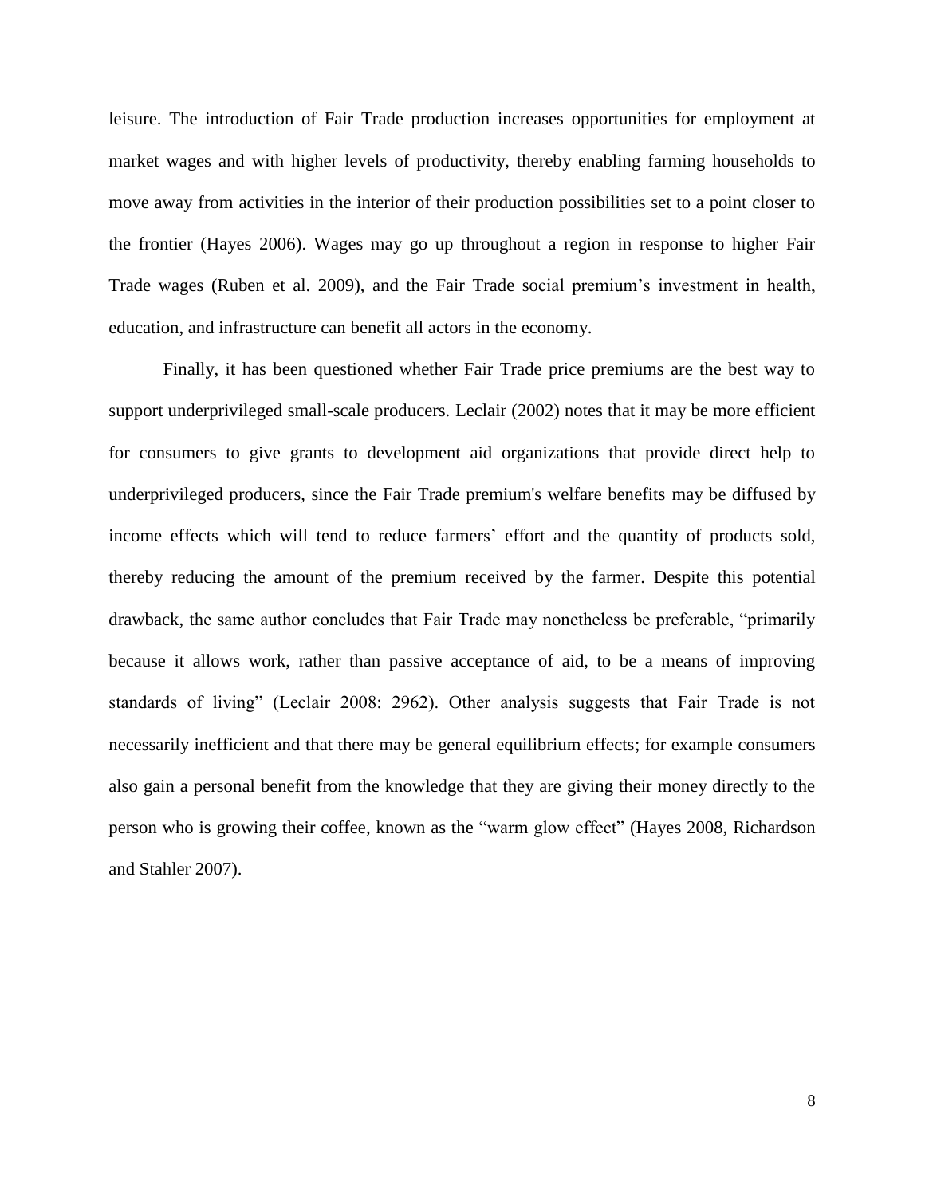leisure. The introduction of Fair Trade production increases opportunities for employment at market wages and with higher levels of productivity, thereby enabling farming households to move away from activities in the interior of their production possibilities set to a point closer to the frontier (Hayes 2006). Wages may go up throughout a region in response to higher Fair Trade wages (Ruben et al. 2009), and the Fair Trade social premium's investment in health, education, and infrastructure can benefit all actors in the economy.

Finally, it has been questioned whether Fair Trade price premiums are the best way to support underprivileged small-scale producers. Leclair (2002) notes that it may be more efficient for consumers to give grants to development aid organizations that provide direct help to underprivileged producers, since the Fair Trade premium's welfare benefits may be diffused by income effects which will tend to reduce farmers' effort and the quantity of products sold, thereby reducing the amount of the premium received by the farmer. Despite this potential drawback, the same author concludes that Fair Trade may nonetheless be preferable, "primarily because it allows work, rather than passive acceptance of aid, to be a means of improving standards of living" (Leclair 2008: 2962). Other analysis suggests that Fair Trade is not necessarily inefficient and that there may be general equilibrium effects; for example consumers also gain a personal benefit from the knowledge that they are giving their money directly to the person who is growing their coffee, known as the "warm glow effect" (Hayes 2008, Richardson and Stahler 2007).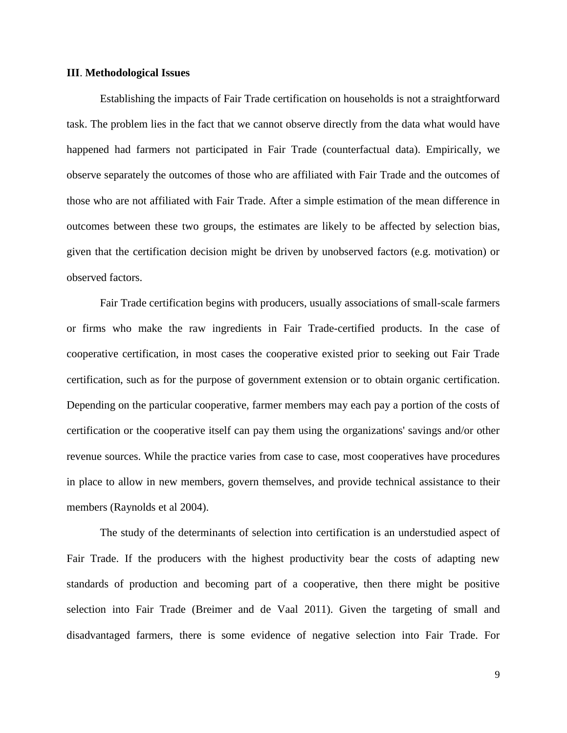### III. Methodological Issues

Establishing the impacts of Fair Trade certification on households is not a straightforward task. The problem lies in the fact that we cannot observe directly from the data what would have happened had farmers not participated in Fair Trade (counterfactual data). Empirically, we observe separately the outcomes of those who are affiliated with Fair Trade and the outcomes of those who are not affiliated with Fair Trade. After a simple estimation of the mean difference in outcomes between these two groups, the estimates are likely to be affected by selection bias, given that the certification decision might be driven by unobserved factors (e.g. motivation) or observed factors.

Fair Trade certification begins with producers, usually associations of small-scale farmers or firms who make the raw ingredients in Fair Trade-certified products. In the case of cooperative certification, in most cases the cooperative existed prior to seeking out Fair Trade certification, such as for the purpose of government extension or to obtain organic certification. Depending on the particular cooperative, farmer members may each pay a portion of the costs of certification or the cooperative itself can pay them using the organizations' savings and/or other revenue sources. While the practice varies from case to case, most cooperatives have procedures in place to allow in new members, govern themselves, and provide technical assistance to their members (Raynolds et al 2004).

The study of the determinants of selection into certification is an understudied aspect of Fair Trade. If the producers with the highest productivity bear the costs of adapting new standards of production and becoming part of a cooperative, then there might be positive selection into Fair Trade (Breimer and de Vaal 2011). Given the targeting of small and disadvantaged farmers, there is some evidence of negative selection into Fair Trade. For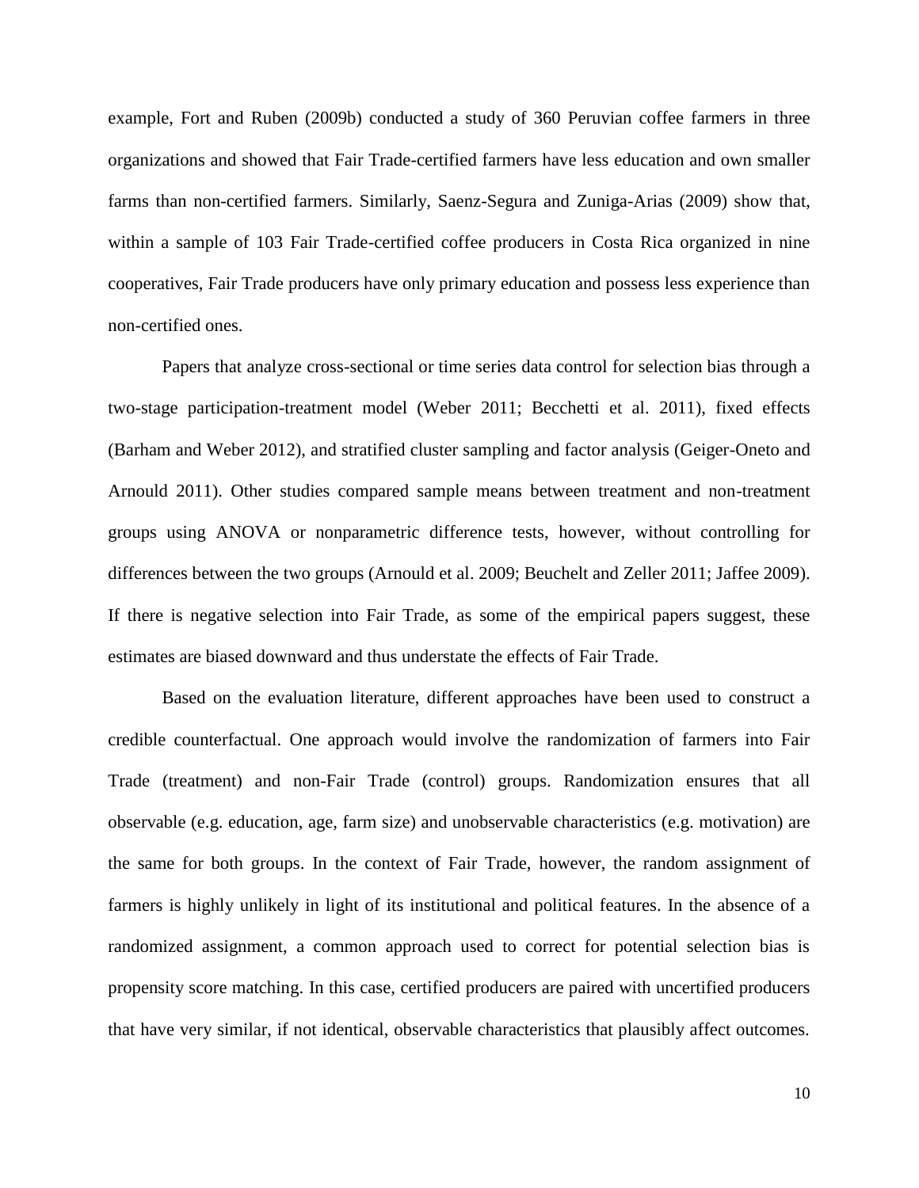example, Fort and Ruben (2009b) conducted a study of 360 Peruvian coffee farmers in three organizations and showed that Fair Trade-certified farmers have less education and own smaller farms than non-certified farmers. Similarly, Saenz-Segura and Zuniga-Arias (2009) show that, within a sample of 103 Fair Trade-certified coffee producers in Costa Rica organized in nine cooperatives, Fair Trade producers have only primary education and possess less experience than non-certified ones.

Papers that analyze cross-sectional or time series data control for selection bias through a two-stage participation-treatment model (Weber 2011; Becchetti et al. 2011), fixed effects (Barham and Weber 2012), and stratified cluster sampling and factor analysis (Geiger-Oneto and Arnould 2011). Other studies compared sample means between treatment and non-treatment groups using ANOVA or nonparametric difference tests, however, without controlling for differences between the two groups (Arnould et al. 2009; Beuchelt and Zeller 2011; Jaffee 2009). If there is negative selection into Fair Trade, as some of the empirical papers suggest, these estimates are biased downward and thus understate the effects of Fair Trade.

Based on the evaluation literature, different approaches have been used to construct a credible counterfactual. One approach would involve the randomization of farmers into Fair Trade (treatment) and non-Fair Trade (control) groups. Randomization ensures that all observable (e.g. education, age, farm size) and unobservable characteristics (e.g. motivation) are the same for both groups. In the context of Fair Trade, however, the random assignment of farmers is highly unlikely in light of its institutional and political features. In the absence of a randomized assignment, a common approach used to correct for potential selection bias is propensity score matching. In this case, certified producers are paired with uncertified producers that have very similar, if not identical, observable characteristics that plausibly affect outcomes.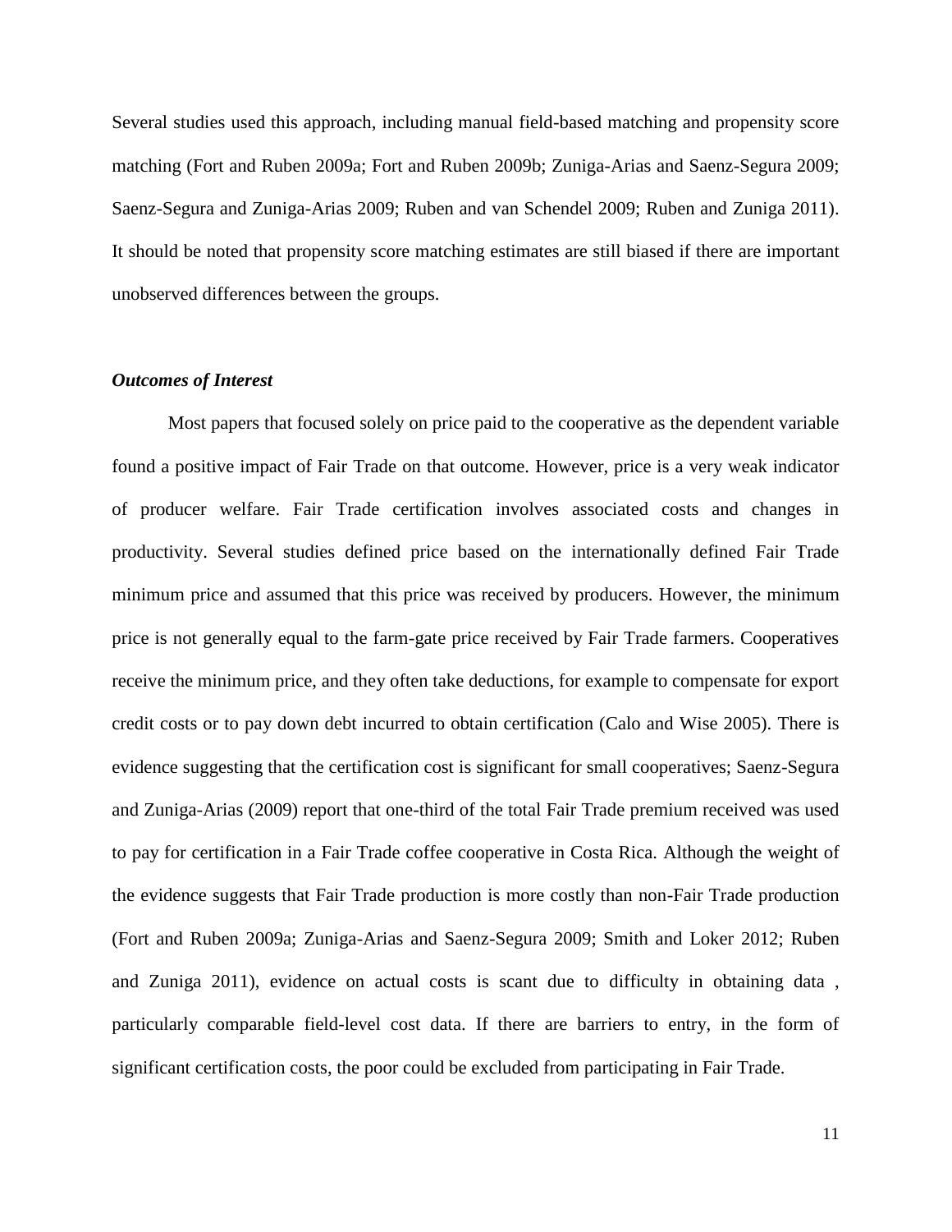Several studies used this approach, including manual field-based matching and propensity score matching (Fort and Ruben 2009a; Fort and Ruben 2009b; Zuniga-Arias and Saenz-Segura 2009; Saenz-Segura and Zuniga-Arias 2009; Ruben and van Schendel 2009; Ruben and Zuniga 2011). It should be noted that propensity score matching estimates are still biased if there are important unobserved differences between the groups.

### *Outcomes of Interest*

Most papers that focused solely on price paid to the cooperative as the dependent variable found a positive impact of Fair Trade on that outcome. However, price is a very weak indicator of producer welfare. Fair Trade certification involves associated costs and changes in productivity. Several studies defined price based on the internationally defined Fair Trade minimum price and assumed that this price was received by producers. However, the minimum price is not generally equal to the farm-gate price received by Fair Trade farmers. Cooperatives receive the minimum price, and they often take deductions, for example to compensate for export credit costs or to pay down debt incurred to obtain certification (Calo and Wise 2005). There is evidence suggesting that the certification cost is significant for small cooperatives; Saenz-Segura and Zuniga-Arias (2009) report that one-third of the total Fair Trade premium received was used to pay for certification in a Fair Trade coffee cooperative in Costa Rica. Although the weight of the evidence suggests that Fair Trade production is more costly than non-Fair Trade production (Fort and Ruben 2009a; Zuniga-Arias and Saenz-Segura 2009; Smith and Loker 2012; Ruben and Zuniga 2011), evidence on actual costs is scant due to difficulty in obtaining data , particularly comparable field-level cost data. If there are barriers to entry, in the form of significant certification costs, the poor could be excluded from participating in Fair Trade.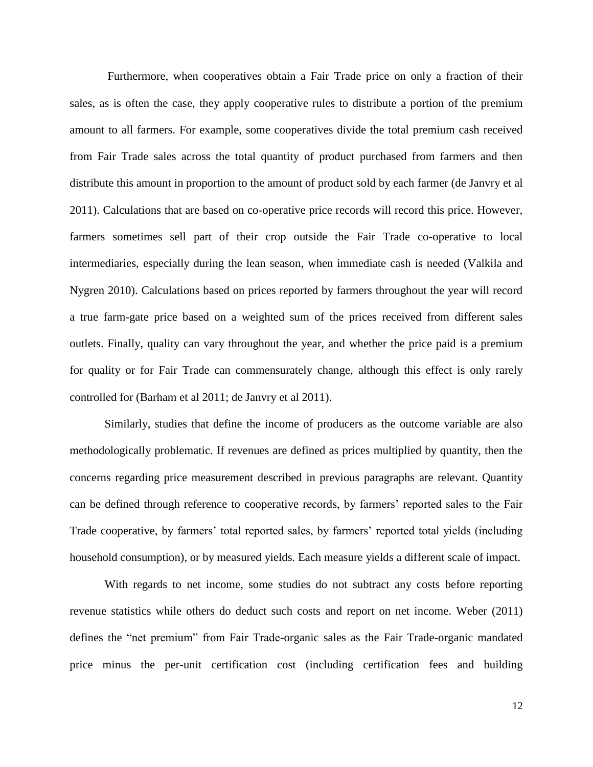Furthermore, when cooperatives obtain a Fair Trade price on only a fraction of their sales, as is often the case, they apply cooperative rules to distribute a portion of the premium amount to all farmers. For example, some cooperatives divide the total premium cash received from Fair Trade sales across the total quantity of product purchased from farmers and then distribute this amount in proportion to the amount of product sold by each farmer (de Janvry et al 2011). Calculations that are based on co-operative price records will record this price. However, farmers sometimes sell part of their crop outside the Fair Trade co-operative to local intermediaries, especially during the lean season, when immediate cash is needed (Valkila and Nygren 2010). Calculations based on prices reported by farmers throughout the year will record a true farm-gate price based on a weighted sum of the prices received from different sales outlets. Finally, quality can vary throughout the year, and whether the price paid is a premium for quality or for Fair Trade can commensurately change, although this effect is only rarely controlled for (Barham et al 2011; de Janvry et al 2011).

Similarly, studies that define the income of producers as the outcome variable are also methodologically problematic. If revenues are defined as prices multiplied by quantity, then the concerns regarding price measurement described in previous paragraphs are relevant. Quantity can be defined through reference to cooperative records, by farmers' reported sales to the Fair Trade cooperative, by farmers' total reported sales, by farmers' reported total yields (including household consumption), or by measured yields. Each measure yields a different scale of impact.

With regards to net income, some studies do not subtract any costs before reporting revenue statistics while others do deduct such costs and report on net income. Weber (2011) defines the "net premium" from Fair Trade-organic sales as the Fair Trade-organic mandated price minus the per-unit certification cost (including certification fees and building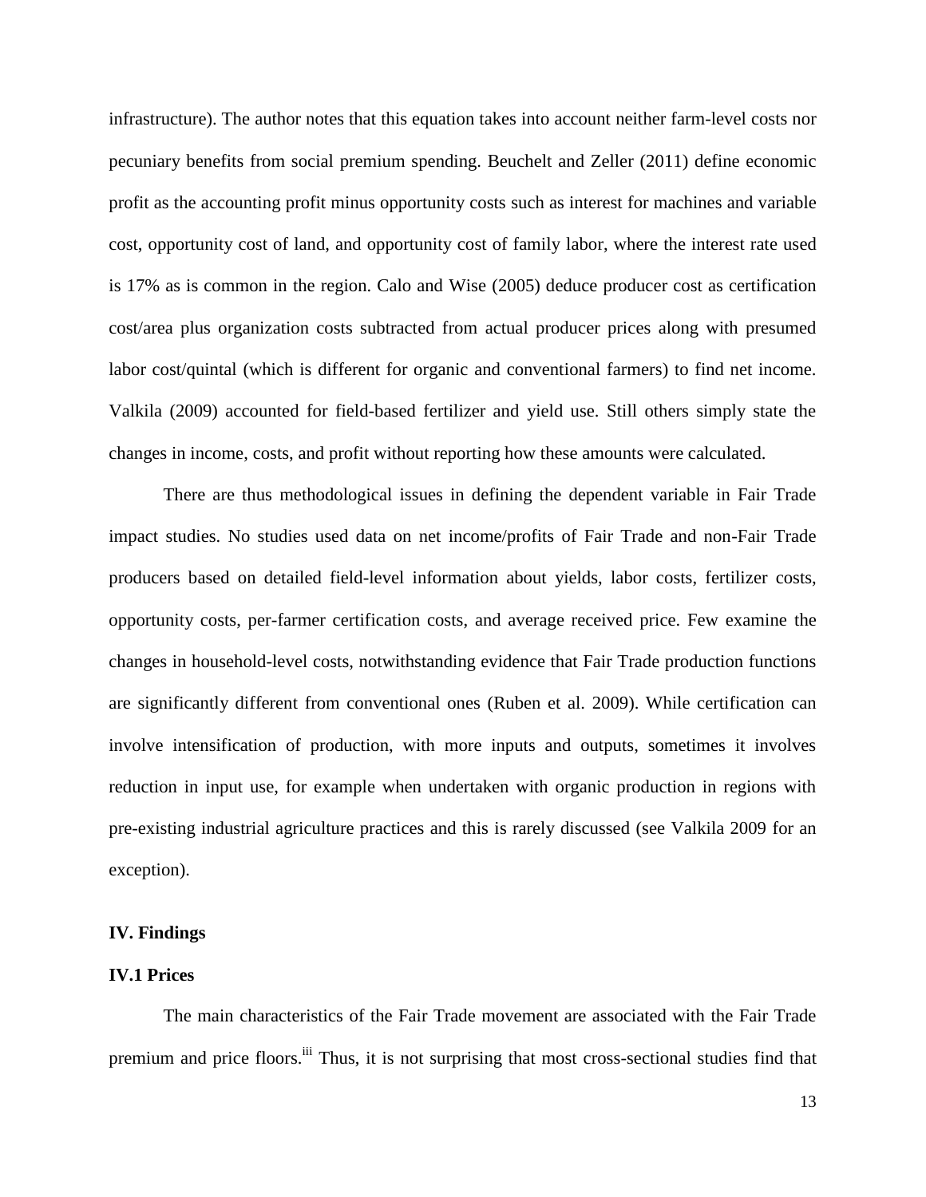infrastructure). The author notes that this equation takes into account neither farm-level costs nor pecuniary benefits from social premium spending. Beuchelt and Zeller (2011) define economic profit as the accounting profit minus opportunity costs such as interest for machines and variable cost, opportunity cost of land, and opportunity cost of family labor, where the interest rate used is 17% as is common in the region. Calo and Wise (2005) deduce producer cost as certification cost/area plus organization costs subtracted from actual producer prices along with presumed labor cost/quintal (which is different for organic and conventional farmers) to find net income. Valkila (2009) accounted for field-based fertilizer and yield use. Still others simply state the changes in income, costs, and profit without reporting how these amounts were calculated.

There are thus methodological issues in defining the dependent variable in Fair Trade impact studies. No studies used data on net income/profits of Fair Trade and non-Fair Trade producers based on detailed field-level information about yields, labor costs, fertilizer costs, opportunity costs, per-farmer certification costs, and average received price. Few examine the changes in household-level costs, notwithstanding evidence that Fair Trade production functions are significantly different from conventional ones (Ruben et al. 2009). While certification can involve intensification of production, with more inputs and outputs, sometimes it involves reduction in input use, for example when undertaken with organic production in regions with pre-existing industrial agriculture practices and this is rarely discussed (see Valkila 2009 for an exception).

## IV. Findings

### IV.1 Prices

The main characteristics of the Fair Trade movement are associated with the Fair Trade premium and price floors.[iii] Thus, it is not surprising that most cross-sectional studies find that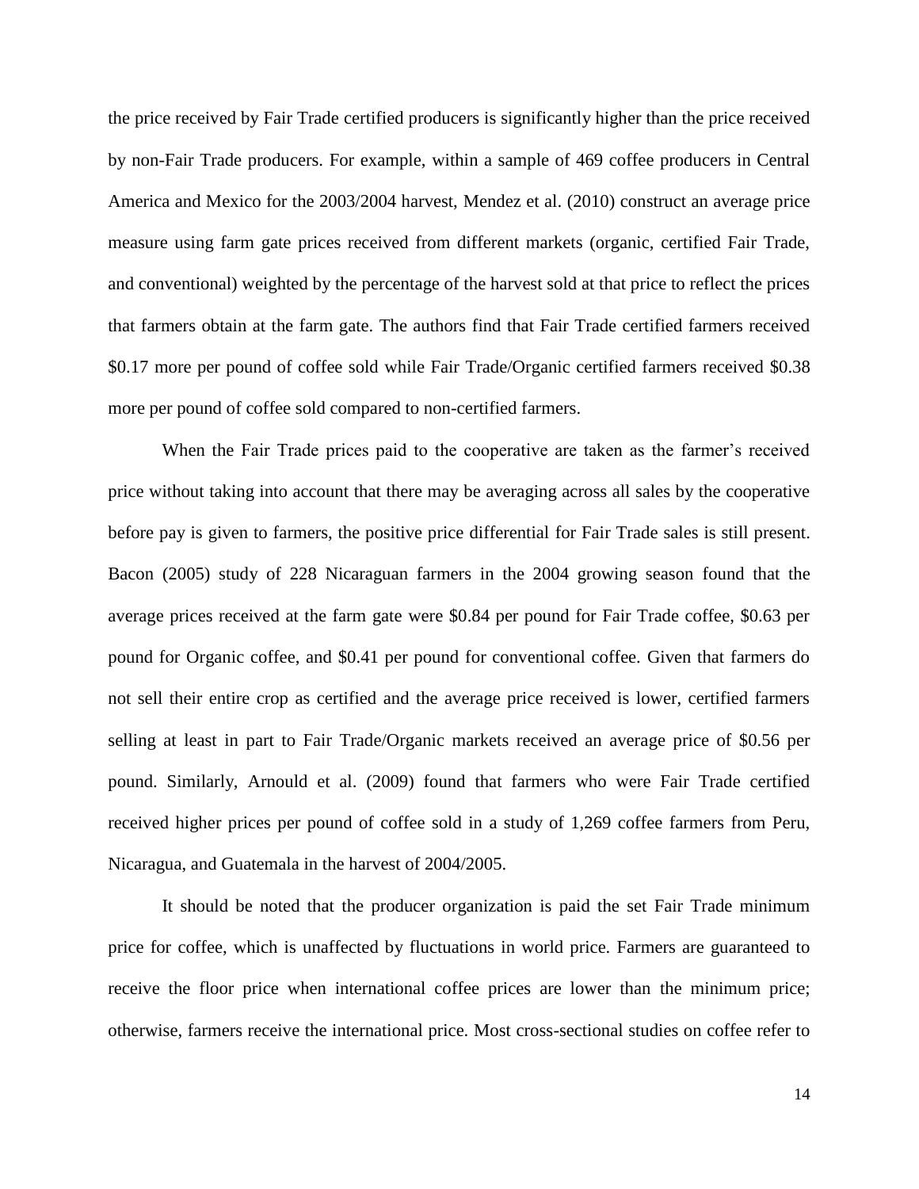the price received by Fair Trade certified producers is significantly higher than the price received by non-Fair Trade producers. For example, within a sample of 469 coffee producers in Central America and Mexico for the 2003/2004 harvest, Mendez et al. (2010) construct an average price measure using farm gate prices received from different markets (organic, certified Fair Trade, and conventional) weighted by the percentage of the harvest sold at that price to reflect the prices that farmers obtain at the farm gate. The authors find that Fair Trade certified farmers received \$0.17 more per pound of coffee sold while Fair Trade/Organic certified farmers received \$0.38 more per pound of coffee sold compared to non-certified farmers.

When the Fair Trade prices paid to the cooperative are taken as the farmer's received price without taking into account that there may be averaging across all sales by the cooperative before pay is given to farmers, the positive price differential for Fair Trade sales is still present. Bacon (2005) study of 228 Nicaraguan farmers in the 2004 growing season found that the average prices received at the farm gate were \$0.84 per pound for Fair Trade coffee, \$0.63 per pound for Organic coffee, and \$0.41 per pound for conventional coffee. Given that farmers do not sell their entire crop as certified and the average price received is lower, certified farmers selling at least in part to Fair Trade/Organic markets received an average price of \$0.56 per pound. Similarly, Arnould et al. (2009) found that farmers who were Fair Trade certified received higher prices per pound of coffee sold in a study of 1,269 coffee farmers from Peru, Nicaragua, and Guatemala in the harvest of 2004/2005.

It should be noted that the producer organization is paid the set Fair Trade minimum price for coffee, which is unaffected by fluctuations in world price. Farmers are guaranteed to receive the floor price when international coffee prices are lower than the minimum price; otherwise, farmers receive the international price. Most cross-sectional studies on coffee refer to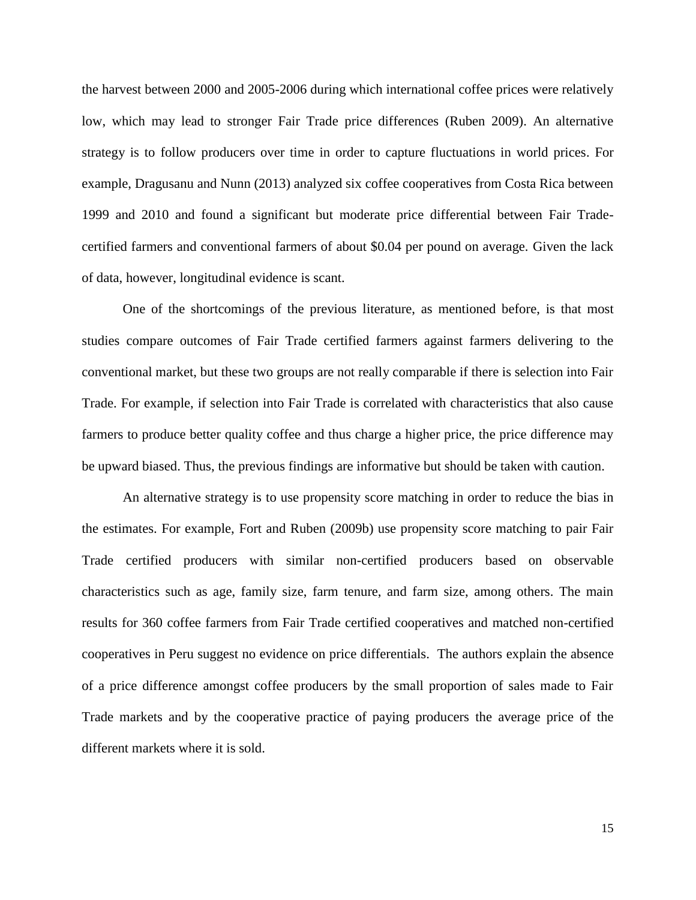the harvest between 2000 and 2005-2006 during which international coffee prices were relatively low, which may lead to stronger Fair Trade price differences (Ruben 2009). An alternative strategy is to follow producers over time in order to capture fluctuations in world prices. For example, Dragusanu and Nunn (2013) analyzed six coffee cooperatives from Costa Rica between 1999 and 2010 and found a significant but moderate price differential between Fair Trade-certified farmers and conventional farmers of about $0.04 per pound on average. Given the lack of data, however, longitudinal evidence is scant.

One of the shortcomings of the previous literature, as mentioned before, is that most studies compare outcomes of Fair Trade certified farmers against farmers delivering to the conventional market, but these two groups are not really comparable if there is selection into Fair Trade. For example, if selection into Fair Trade is correlated with characteristics that also cause farmers to produce better quality coffee and thus charge a higher price, the price difference may be upward biased. Thus, the previous findings are informative but should be taken with caution.

An alternative strategy is to use propensity score matching in order to reduce the bias in the estimates. For example, Fort and Ruben (2009b) use propensity score matching to pair Fair Trade certified producers with similar non-certified producers based on observable characteristics such as age, family size, farm tenure, and farm size, among others. The main results for 360 coffee farmers from Fair Trade certified cooperatives and matched non-certified cooperatives in Peru suggest no evidence on price differentials. The authors explain the absence of a price difference amongst coffee producers by the small proportion of sales made to Fair Trade markets and by the cooperative practice of paying producers the average price of the different markets where it is sold.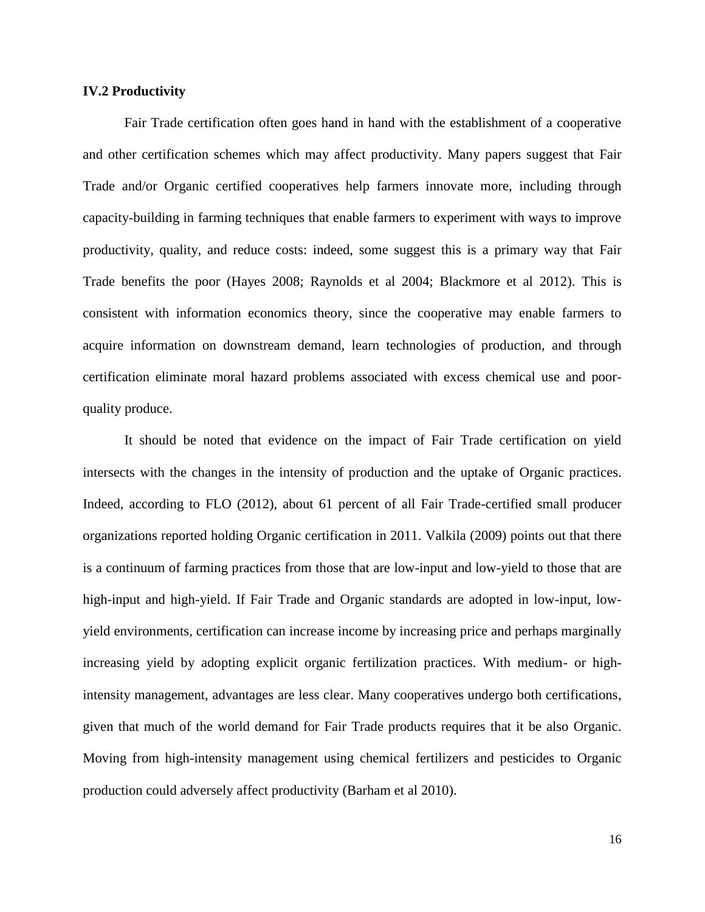### IV.2 Productivity

Fair Trade certification often goes hand in hand with the establishment of a cooperative and other certification schemes which may affect productivity. Many papers suggest that Fair Trade and/or Organic certified cooperatives help farmers innovate more, including through capacity-building in farming techniques that enable farmers to experiment with ways to improve productivity, quality, and reduce costs: indeed, some suggest this is a primary way that Fair Trade benefits the poor (Hayes 2008; Raynolds et al 2004; Blackmore et al 2012). This is consistent with information economics theory, since the cooperative may enable farmers to acquire information on downstream demand, learn technologies of production, and through certification eliminate moral hazard problems associated with excess chemical use and poor-quality produce.

It should be noted that evidence on the impact of Fair Trade certification on yield intersects with the changes in the intensity of production and the uptake of Organic practices. Indeed, according to FLO (2012), about 61 percent of all Fair Trade-certified small producer organizations reported holding Organic certification in 2011. Valkila (2009) points out that there is a continuum of farming practices from those that are low-input and low-yield to those that are high-input and high-yield. If Fair Trade and Organic standards are adopted in low-input, low-yield environments, certification can increase income by increasing price and perhaps marginally increasing yield by adopting explicit organic fertilization practices. With medium- or high-intensity management, advantages are less clear. Many cooperatives undergo both certifications, given that much of the world demand for Fair Trade products requires that it be also Organic. Moving from high-intensity management using chemical fertilizers and pesticides to Organic production could adversely affect productivity (Barham et al 2010).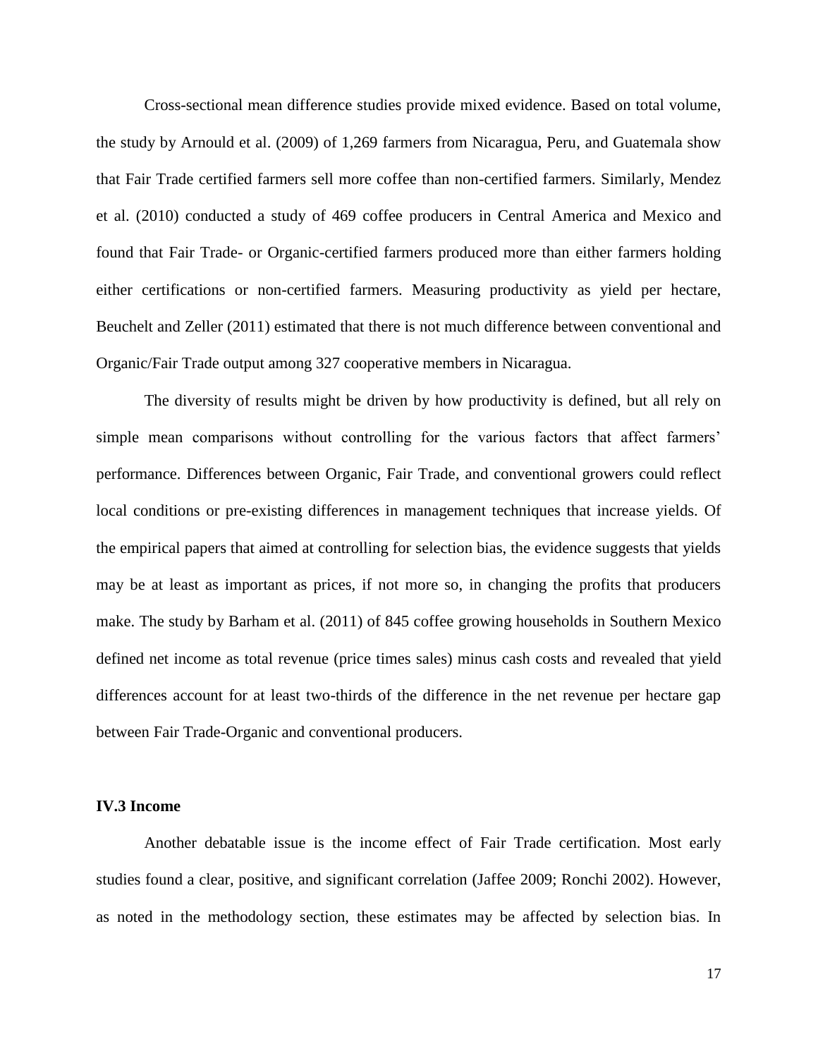Cross-sectional mean difference studies provide mixed evidence. Based on total volume, the study by Arnould et al. (2009) of 1,269 farmers from Nicaragua, Peru, and Guatemala show that Fair Trade certified farmers sell more coffee than non-certified farmers. Similarly, Mendez et al. (2010) conducted a study of 469 coffee producers in Central America and Mexico and found that Fair Trade- or Organic-certified farmers produced more than either farmers holding either certifications or non-certified farmers. Measuring productivity as yield per hectare, Beuchelt and Zeller (2011) estimated that there is not much difference between conventional and Organic/Fair Trade output among 327 cooperative members in Nicaragua.

The diversity of results might be driven by how productivity is defined, but all rely on simple mean comparisons without controlling for the various factors that affect farmers' performance. Differences between Organic, Fair Trade, and conventional growers could reflect local conditions or pre-existing differences in management techniques that increase yields. Of the empirical papers that aimed at controlling for selection bias, the evidence suggests that yields may be at least as important as prices, if not more so, in changing the profits that producers make. The study by Barham et al. (2011) of 845 coffee growing households in Southern Mexico defined net income as total revenue (price times sales) minus cash costs and revealed that yield differences account for at least two-thirds of the difference in the net revenue per hectare gap between Fair Trade-Organic and conventional producers.

### IV.3 Income

Another debatable issue is the income effect of Fair Trade certification. Most early studies found a clear, positive, and significant correlation (Jaffee 2009; Ronchi 2002). However, as noted in the methodology section, these estimates may be affected by selection bias. In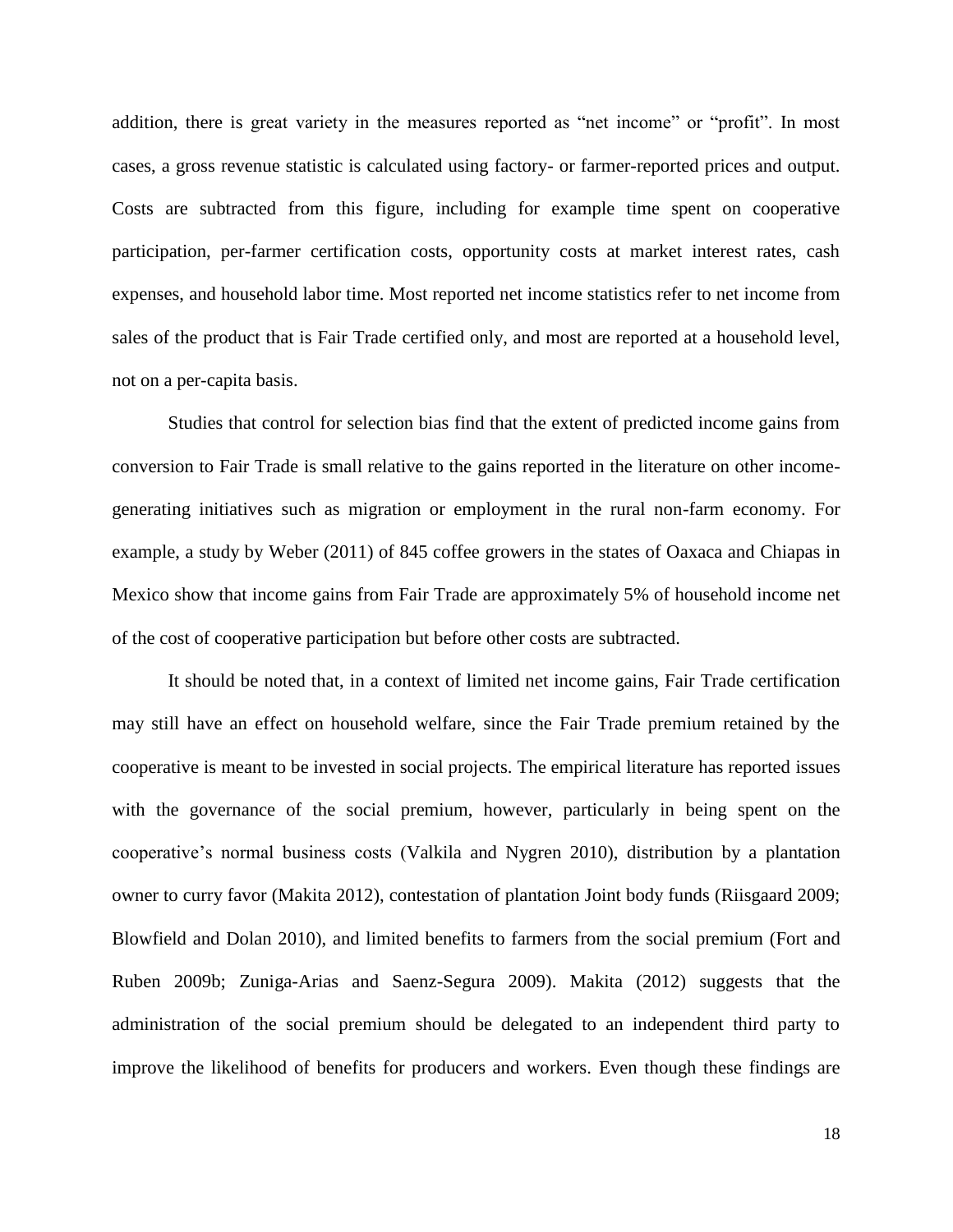addition, there is great variety in the measures reported as "net income" or "profit". In most cases, a gross revenue statistic is calculated using factory- or farmer-reported prices and output. Costs are subtracted from this figure, including for example time spent on cooperative participation, per-farmer certification costs, opportunity costs at market interest rates, cash expenses, and household labor time. Most reported net income statistics refer to net income from sales of the product that is Fair Trade certified only, and most are reported at a household level, not on a per-capita basis.

Studies that control for selection bias find that the extent of predicted income gains from conversion to Fair Trade is small relative to the gains reported in the literature on other income-generating initiatives such as migration or employment in the rural non-farm economy. For example, a study by Weber (2011) of 845 coffee growers in the states of Oaxaca and Chiapas in Mexico show that income gains from Fair Trade are approximately 5% of household income net of the cost of cooperative participation but before other costs are subtracted.

It should be noted that, in a context of limited net income gains, Fair Trade certification may still have an effect on household welfare, since the Fair Trade premium retained by the cooperative is meant to be invested in social projects. The empirical literature has reported issues with the governance of the social premium, however, particularly in being spent on the cooperative's normal business costs (Valkila and Nygren 2010), distribution by a plantation owner to curry favor (Makita 2012), contestation of plantation Joint body funds (Riisgaard 2009; Blowfield and Dolan 2010), and limited benefits to farmers from the social premium (Fort and Ruben 2009b; Zuniga-Arias and Saenz-Segura 2009). Makita (2012) suggests that the administration of the social premium should be delegated to an independent third party to improve the likelihood of benefits for producers and workers. Even though these findings are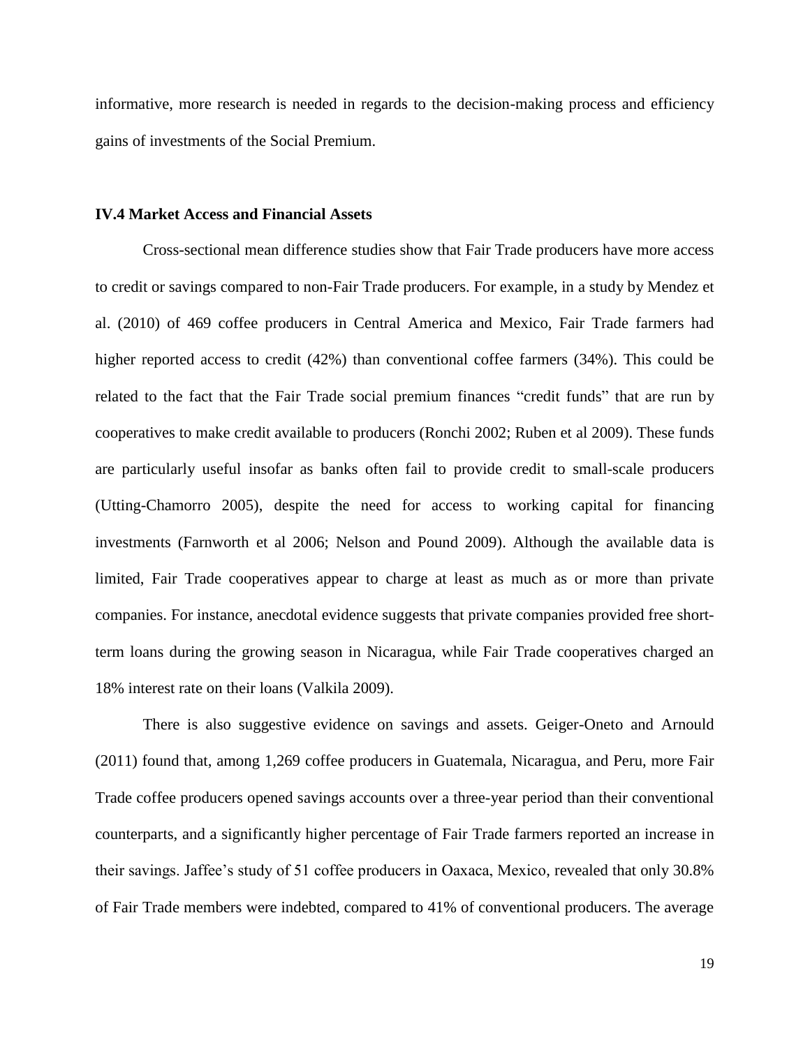informative, more research is needed in regards to the decision-making process and efficiency gains of investments of the Social Premium.

### IV.4 Market Access and Financial Assets

Cross-sectional mean difference studies show that Fair Trade producers have more access to credit or savings compared to non-Fair Trade producers. For example, in a study by Mendez et al. (2010) of 469 coffee producers in Central America and Mexico, Fair Trade farmers had higher reported access to credit (42%) than conventional coffee farmers (34%). This could be related to the fact that the Fair Trade social premium finances "credit funds" that are run by cooperatives to make credit available to producers (Ronchi 2002; Ruben et al 2009). These funds are particularly useful insofar as banks often fail to provide credit to small-scale producers (Utting-Chamorro 2005), despite the need for access to working capital for financing investments (Farnworth et al 2006; Nelson and Pound 2009). Although the available data is limited, Fair Trade cooperatives appear to charge at least as much as or more than private companies. For instance, anecdotal evidence suggests that private companies provided free short-term loans during the growing season in Nicaragua, while Fair Trade cooperatives charged an 18% interest rate on their loans (Valkila 2009).

There is also suggestive evidence on savings and assets. Geiger-Oneto and Arnould (2011) found that, among 1,269 coffee producers in Guatemala, Nicaragua, and Peru, more Fair Trade coffee producers opened savings accounts over a three-year period than their conventional counterparts, and a significantly higher percentage of Fair Trade farmers reported an increase in their savings. Jaffee's study of 51 coffee producers in Oaxaca, Mexico, revealed that only 30.8% of Fair Trade members were indebted, compared to 41% of conventional producers. The average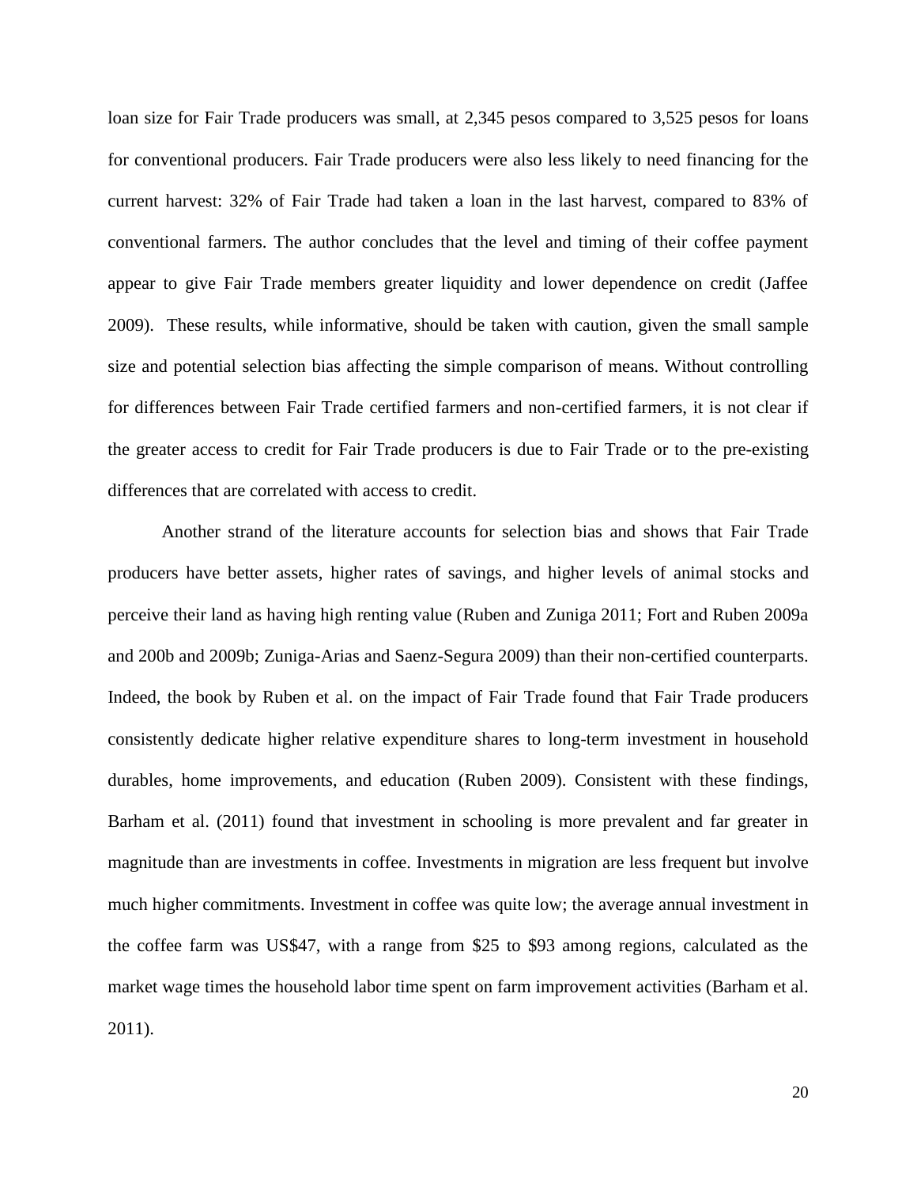loan size for Fair Trade producers was small, at 2,345 pesos compared to 3,525 pesos for loans for conventional producers. Fair Trade producers were also less likely to need financing for the current harvest: 32% of Fair Trade had taken a loan in the last harvest, compared to 83% of conventional farmers. The author concludes that the level and timing of their coffee payment appear to give Fair Trade members greater liquidity and lower dependence on credit (Jaffee 2009). These results, while informative, should be taken with caution, given the small sample size and potential selection bias affecting the simple comparison of means. Without controlling for differences between Fair Trade certified farmers and non-certified farmers, it is not clear if the greater access to credit for Fair Trade producers is due to Fair Trade or to the pre-existing differences that are correlated with access to credit.

Another strand of the literature accounts for selection bias and shows that Fair Trade producers have better assets, higher rates of savings, and higher levels of animal stocks and perceive their land as having high renting value (Ruben and Zuniga 2011; Fort and Ruben 2009a and 200b and 2009b; Zuniga-Arias and Saenz-Segura 2009) than their non-certified counterparts. Indeed, the book by Ruben et al. on the impact of Fair Trade found that Fair Trade producers consistently dedicate higher relative expenditure shares to long-term investment in household durables, home improvements, and education (Ruben 2009). Consistent with these findings, Barham et al. (2011) found that investment in schooling is more prevalent and far greater in magnitude than are investments in coffee. Investments in migration are less frequent but involve much higher commitments. Investment in coffee was quite low; the average annual investment in the coffee farm was US$47, with a range from $25 to $93 among regions, calculated as the market wage times the household labor time spent on farm improvement activities (Barham et al. 2011).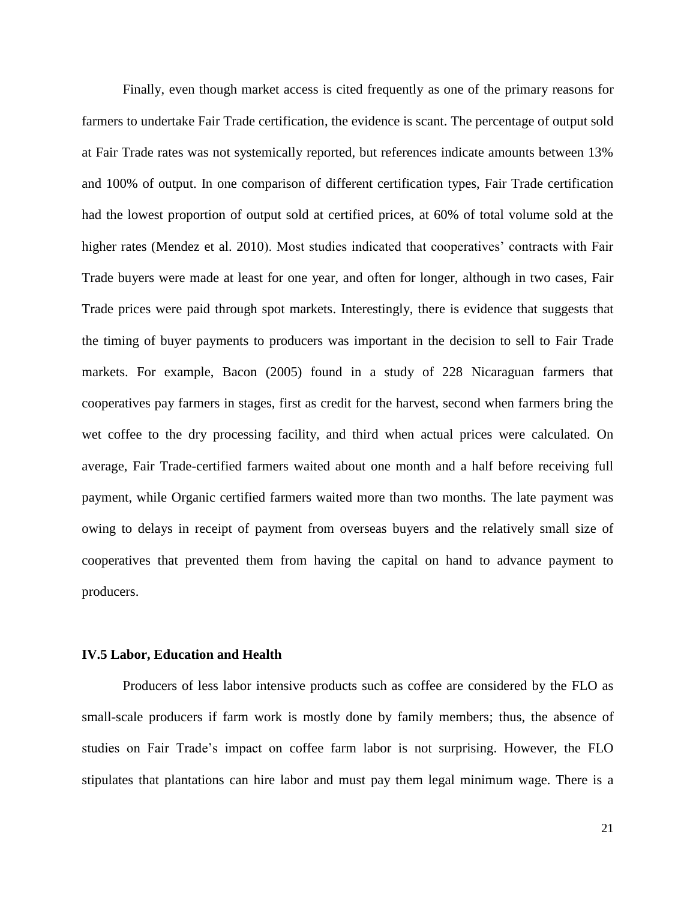Finally, even though market access is cited frequently as one of the primary reasons for farmers to undertake Fair Trade certification, the evidence is scant. The percentage of output sold at Fair Trade rates was not systemically reported, but references indicate amounts between 13% and 100% of output. In one comparison of different certification types, Fair Trade certification had the lowest proportion of output sold at certified prices, at 60% of total volume sold at the higher rates (Mendez et al. 2010). Most studies indicated that cooperatives' contracts with Fair Trade buyers were made at least for one year, and often for longer, although in two cases, Fair Trade prices were paid through spot markets. Interestingly, there is evidence that suggests that the timing of buyer payments to producers was important in the decision to sell to Fair Trade markets. For example, Bacon (2005) found in a study of 228 Nicaraguan farmers that cooperatives pay farmers in stages, first as credit for the harvest, second when farmers bring the wet coffee to the dry processing facility, and third when actual prices were calculated. On average, Fair Trade-certified farmers waited about one month and a half before receiving full payment, while Organic certified farmers waited more than two months. The late payment was owing to delays in receipt of payment from overseas buyers and the relatively small size of cooperatives that prevented them from having the capital on hand to advance payment to producers.

### IV.5 Labor, Education and Health

Producers of less labor intensive products such as coffee are considered by the FLO as small-scale producers if farm work is mostly done by family members; thus, the absence of studies on Fair Trade's impact on coffee farm labor is not surprising. However, the FLO stipulates that plantations can hire labor and must pay them legal minimum wage. There is a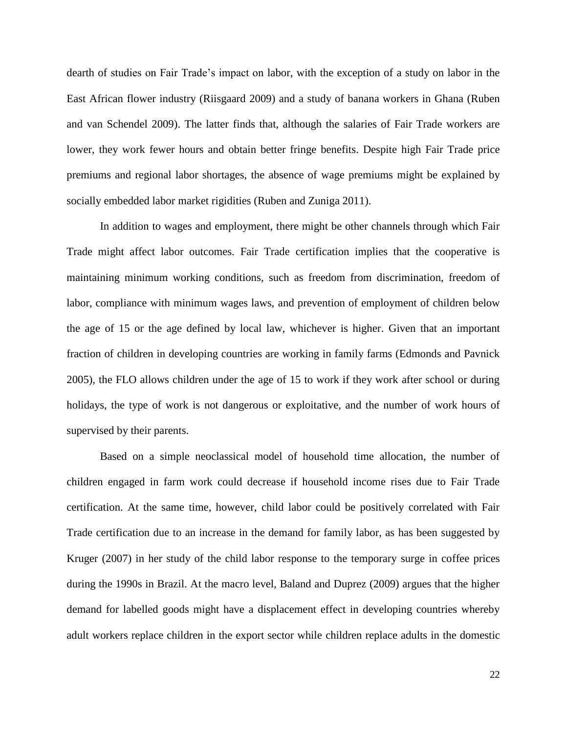dearth of studies on Fair Trade's impact on labor, with the exception of a study on labor in the East African flower industry (Riisgaard 2009) and a study of banana workers in Ghana (Ruben and van Schendel 2009). The latter finds that, although the salaries of Fair Trade workers are lower, they work fewer hours and obtain better fringe benefits. Despite high Fair Trade price premiums and regional labor shortages, the absence of wage premiums might be explained by socially embedded labor market rigidities (Ruben and Zuniga 2011).

In addition to wages and employment, there might be other channels through which Fair Trade might affect labor outcomes. Fair Trade certification implies that the cooperative is maintaining minimum working conditions, such as freedom from discrimination, freedom of labor, compliance with minimum wages laws, and prevention of employment of children below the age of 15 or the age defined by local law, whichever is higher. Given that an important fraction of children in developing countries are working in family farms (Edmonds and Pavnick 2005), the FLO allows children under the age of 15 to work if they work after school or during holidays, the type of work is not dangerous or exploitative, and the number of work hours of supervised by their parents.

Based on a simple neoclassical model of household time allocation, the number of children engaged in farm work could decrease if household income rises due to Fair Trade certification. At the same time, however, child labor could be positively correlated with Fair Trade certification due to an increase in the demand for family labor, as has been suggested by Kruger (2007) in her study of the child labor response to the temporary surge in coffee prices during the 1990s in Brazil. At the macro level, Baland and Duprez (2009) argues that the higher demand for labelled goods might have a displacement effect in developing countries whereby adult workers replace children in the export sector while children replace adults in the domestic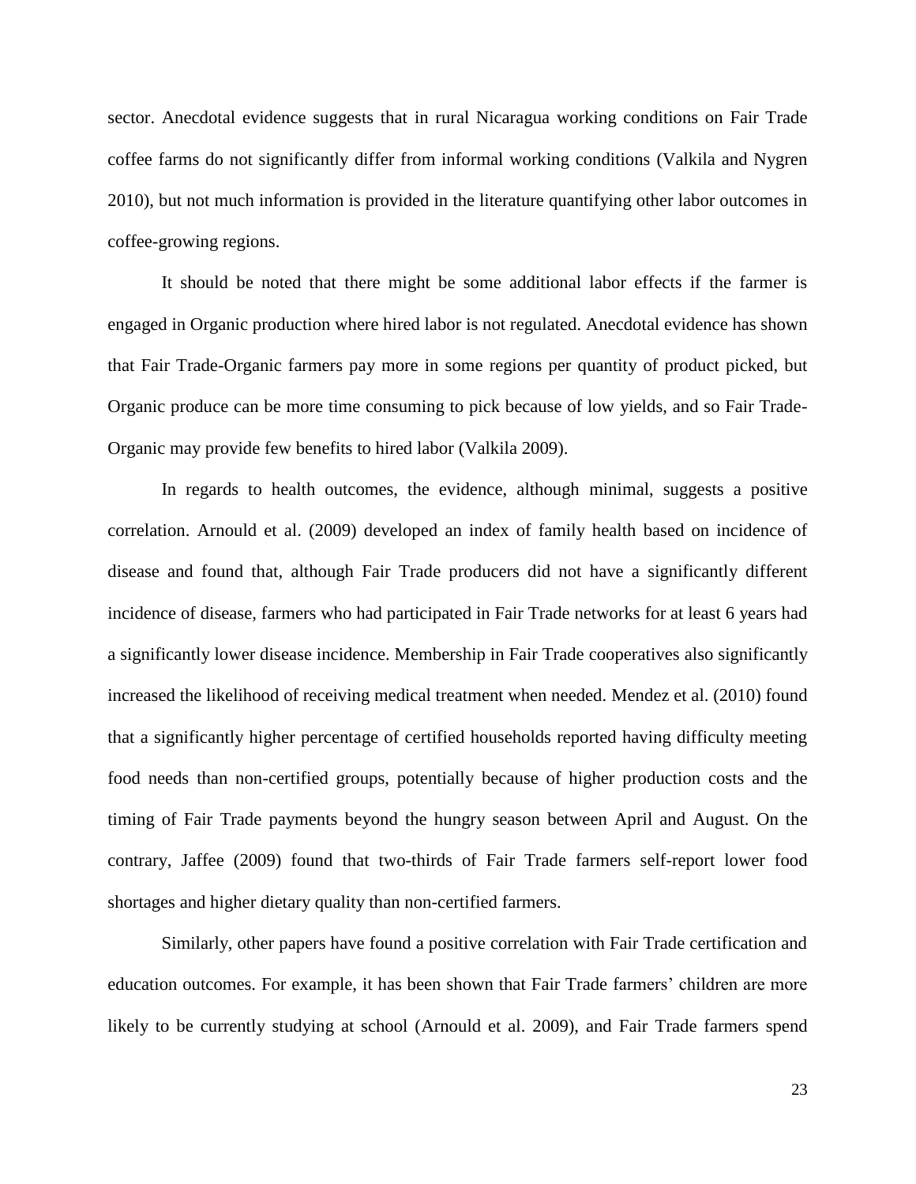sector. Anecdotal evidence suggests that in rural Nicaragua working conditions on Fair Trade coffee farms do not significantly differ from informal working conditions (Valkila and Nygren 2010), but not much information is provided in the literature quantifying other labor outcomes in coffee-growing regions.

It should be noted that there might be some additional labor effects if the farmer is engaged in Organic production where hired labor is not regulated. Anecdotal evidence has shown that Fair Trade-Organic farmers pay more in some regions per quantity of product picked, but Organic produce can be more time consuming to pick because of low yields, and so Fair Trade-Organic may provide few benefits to hired labor (Valkila 2009).

In regards to health outcomes, the evidence, although minimal, suggests a positive correlation. Arnould et al. (2009) developed an index of family health based on incidence of disease and found that, although Fair Trade producers did not have a significantly different incidence of disease, farmers who had participated in Fair Trade networks for at least 6 years had a significantly lower disease incidence. Membership in Fair Trade cooperatives also significantly increased the likelihood of receiving medical treatment when needed. Mendez et al. (2010) found that a significantly higher percentage of certified households reported having difficulty meeting food needs than non-certified groups, potentially because of higher production costs and the timing of Fair Trade payments beyond the hungry season between April and August. On the contrary, Jaffee (2009) found that two-thirds of Fair Trade farmers self-report lower food shortages and higher dietary quality than non-certified farmers.

Similarly, other papers have found a positive correlation with Fair Trade certification and education outcomes. For example, it has been shown that Fair Trade farmers' children are more likely to be currently studying at school (Arnould et al. 2009), and Fair Trade farmers spend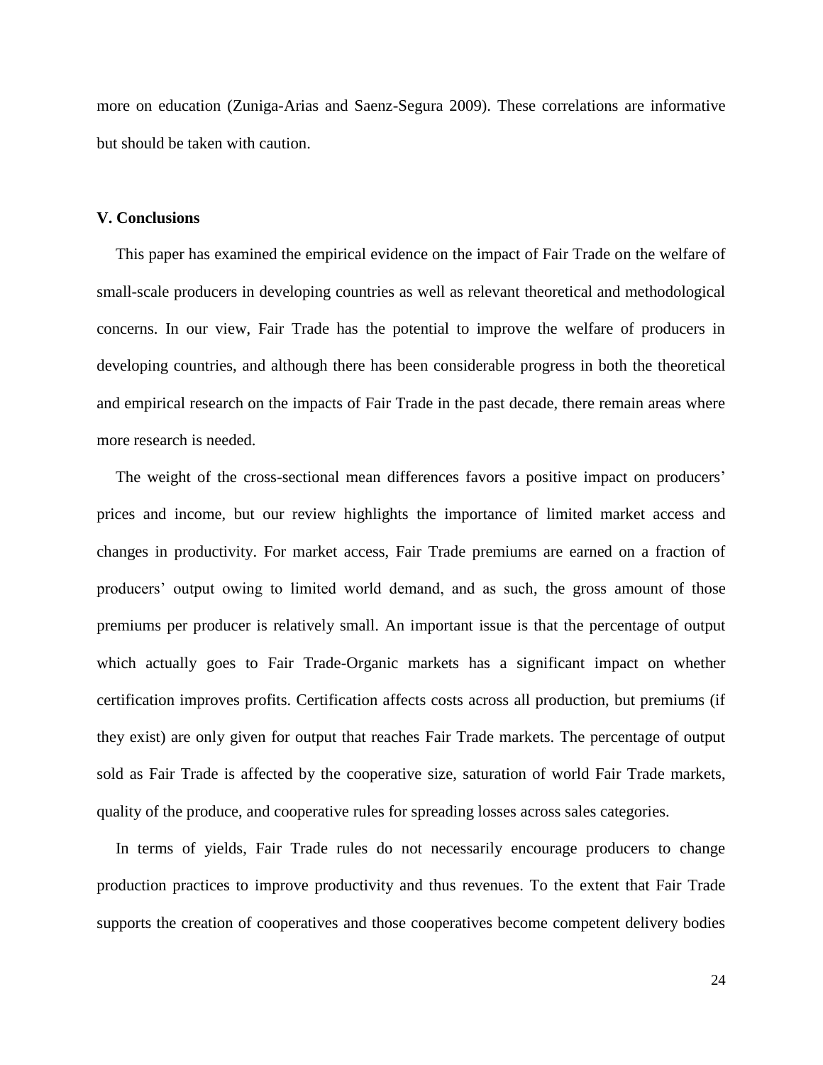more on education (Zuniga-Arias and Saenz-Segura 2009). These correlations are informative but should be taken with caution.

## V. Conclusions

This paper has examined the empirical evidence on the impact of Fair Trade on the welfare of small-scale producers in developing countries as well as relevant theoretical and methodological concerns. In our view, Fair Trade has the potential to improve the welfare of producers in developing countries, and although there has been considerable progress in both the theoretical and empirical research on the impacts of Fair Trade in the past decade, there remain areas where more research is needed.

The weight of the cross-sectional mean differences favors a positive impact on producers' prices and income, but our review highlights the importance of limited market access and changes in productivity. For market access, Fair Trade premiums are earned on a fraction of producers' output owing to limited world demand, and as such, the gross amount of those premiums per producer is relatively small. An important issue is that the percentage of output which actually goes to Fair Trade-Organic markets has a significant impact on whether certification improves profits. Certification affects costs across all production, but premiums (if they exist) are only given for output that reaches Fair Trade markets. The percentage of output sold as Fair Trade is affected by the cooperative size, saturation of world Fair Trade markets, quality of the produce, and cooperative rules for spreading losses across sales categories.

In terms of yields, Fair Trade rules do not necessarily encourage producers to change production practices to improve productivity and thus revenues. To the extent that Fair Trade supports the creation of cooperatives and those cooperatives become competent delivery bodies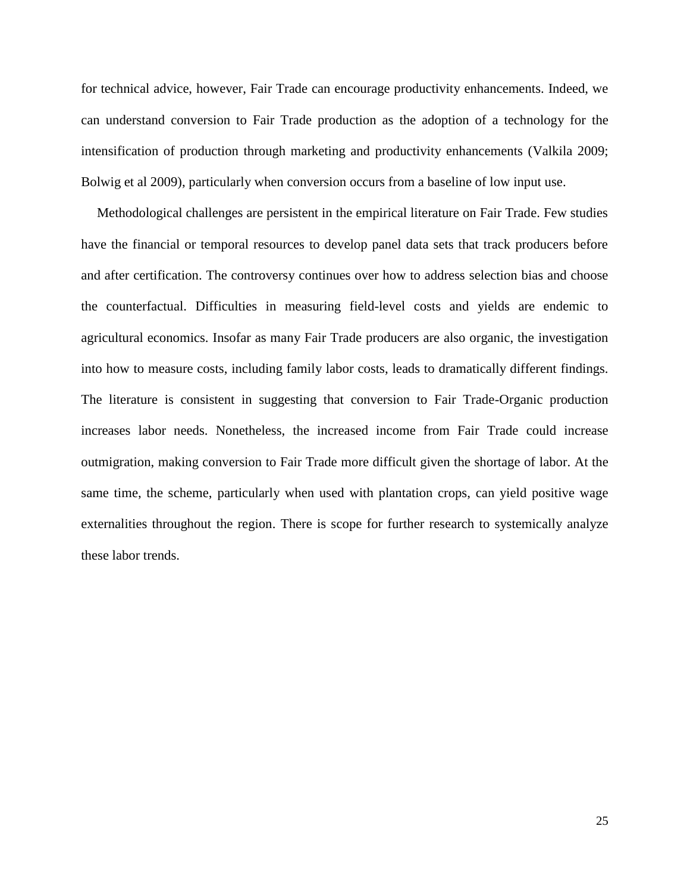for technical advice, however, Fair Trade can encourage productivity enhancements. Indeed, we can understand conversion to Fair Trade production as the adoption of a technology for the intensification of production through marketing and productivity enhancements (Valkila 2009; Bolwig et al 2009), particularly when conversion occurs from a baseline of low input use.

Methodological challenges are persistent in the empirical literature on Fair Trade. Few studies have the financial or temporal resources to develop panel data sets that track producers before and after certification. The controversy continues over how to address selection bias and choose the counterfactual. Difficulties in measuring field-level costs and yields are endemic to agricultural economics. Insofar as many Fair Trade producers are also organic, the investigation into how to measure costs, including family labor costs, leads to dramatically different findings. The literature is consistent in suggesting that conversion to Fair Trade-Organic production increases labor needs. Nonetheless, the increased income from Fair Trade could increase outmigration, making conversion to Fair Trade more difficult given the shortage of labor. At the same time, the scheme, particularly when used with plantation crops, can yield positive wage externalities throughout the region. There is scope for further research to systemically analyze these labor trends.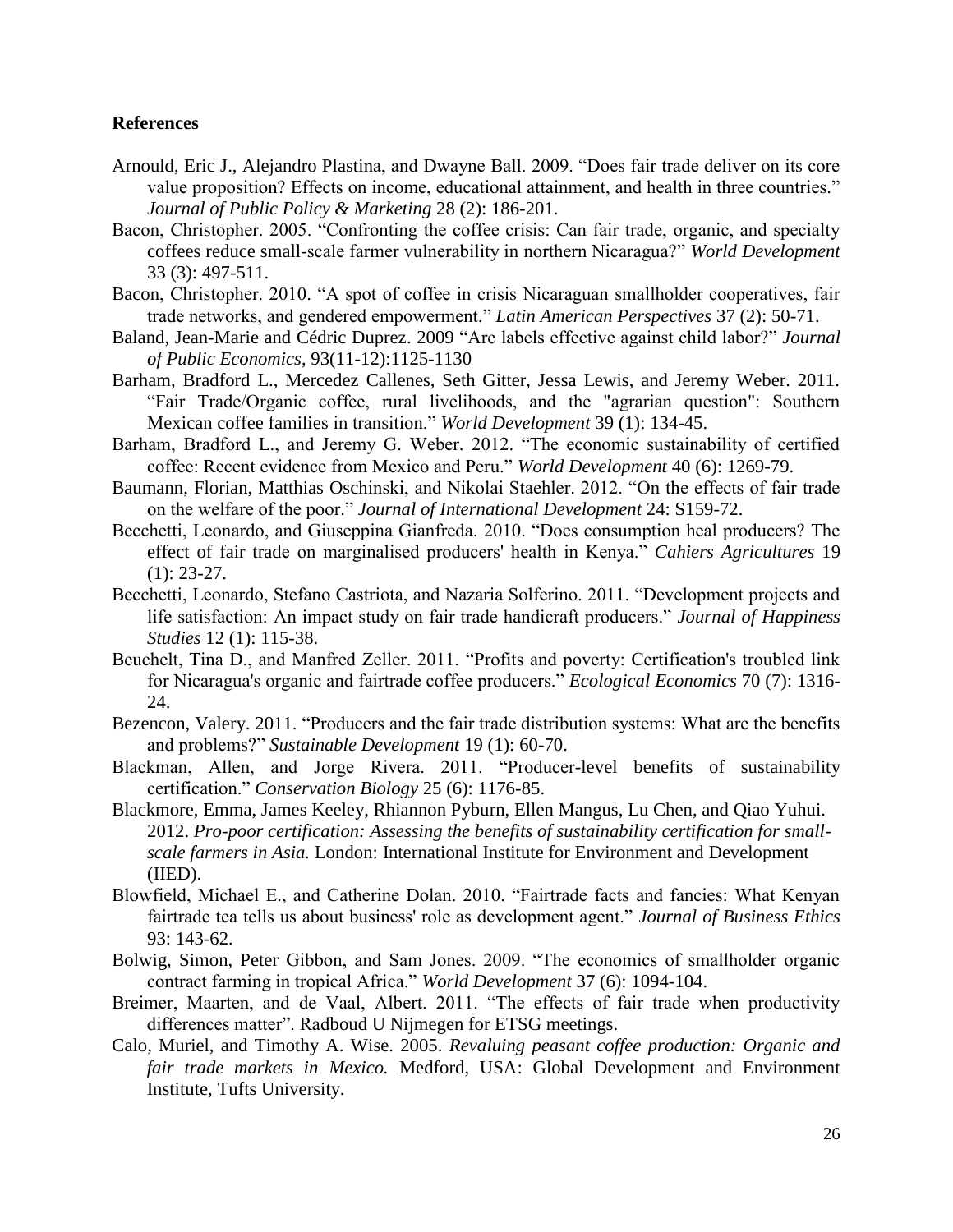**References**

Arnould, Eric J., Alejandro Plastina, and Dwayne Ball. 2009. "Does fair trade deliver on its core value proposition? Effects on income, educational attainment, and health in three countries." *Journal of Public Policy & Marketing* 28 (2): 186-201.

Bacon, Christopher. 2005. "Confronting the coffee crisis: Can fair trade, organic, and specialty coffees reduce small-scale farmer vulnerability in northern Nicaragua?" *World Development* 33 (3): 497-511.

Bacon, Christopher. 2010. "A spot of coffee in crisis Nicaraguan smallholder cooperatives, fair trade networks, and gendered empowerment." *Latin American Perspectives* 37 (2): 50-71.

Baland, Jean-Marie and Cédric Duprez. 2009 "Are labels effective against child labor?" *Journal of Public Economics*, 93(11-12):1125-1130

Barham, Bradford L., Mercedez Callenes, Seth Gitter, Jessa Lewis, and Jeremy Weber. 2011. "Fair Trade/Organic coffee, rural livelihoods, and the "agrarian question": Southern Mexican coffee families in transition." *World Development* 39 (1): 134-45.

Barham, Bradford L., and Jeremy G. Weber. 2012. "The economic sustainability of certified coffee: Recent evidence from Mexico and Peru." *World Development* 40 (6): 1269-79.

Baumann, Florian, Matthias Oschinski, and Nikolai Staehler. 2012. "On the effects of fair trade on the welfare of the poor." *Journal of International Development* 24: S159-72.

Becchetti, Leonardo, and Giuseppina Gianfreda. 2010. "Does consumption heal producers? The effect of fair trade on marginalised producers' health in Kenya." *Cahiers Agricultures* 19 (1): 23-27.

Becchetti, Leonardo, Stefano Castriota, and Nazaria Solferino. 2011. "Development projects and life satisfaction: An impact study on fair trade handicraft producers." *Journal of Happiness Studies* 12 (1): 115-38.

Beuchelt, Tina D., and Manfred Zeller. 2011. "Profits and poverty: Certification's troubled link for Nicaragua's organic and fairtrade coffee producers." *Ecological Economics* 70 (7): 1316-24.

Bezencon, Valery. 2011. "Producers and the fair trade distribution systems: What are the benefits and problems?" *Sustainable Development* 19 (1): 60-70.

Blackman, Allen, and Jorge Rivera. 2011. "Producer-level benefits of sustainability certification." *Conservation Biology* 25 (6): 1176-85.

Blackmore, Emma, James Keeley, Rhiannon Pyburn, Ellen Mangus, Lu Chen, and Qiao Yuhui. 2012. *Pro-poor certification: Assessing the benefits of sustainability certification for small-scale farmers in Asia.* London: International Institute for Environment and Development (IIED).

Blowfield, Michael E., and Catherine Dolan. 2010. "Fairtrade facts and fancies: What Kenyan fairtrade tea tells us about business' role as development agent." *Journal of Business Ethics* 93: 143-62.

Bolwig, Simon, Peter Gibbon, and Sam Jones. 2009. "The economics of smallholder organic contract farming in tropical Africa." *World Development* 37 (6): 1094-104.

Breimer, Maarten, and de Vaal, Albert. 2011. "The effects of fair trade when productivity differences matter". Radboud U Nijmegen for ETSG meetings.

Calo, Muriel, and Timothy A. Wise. 2005. *Revaluing peasant coffee production: Organic and fair trade markets in Mexico.* Medford, USA: Global Development and Environment Institute, Tufts University.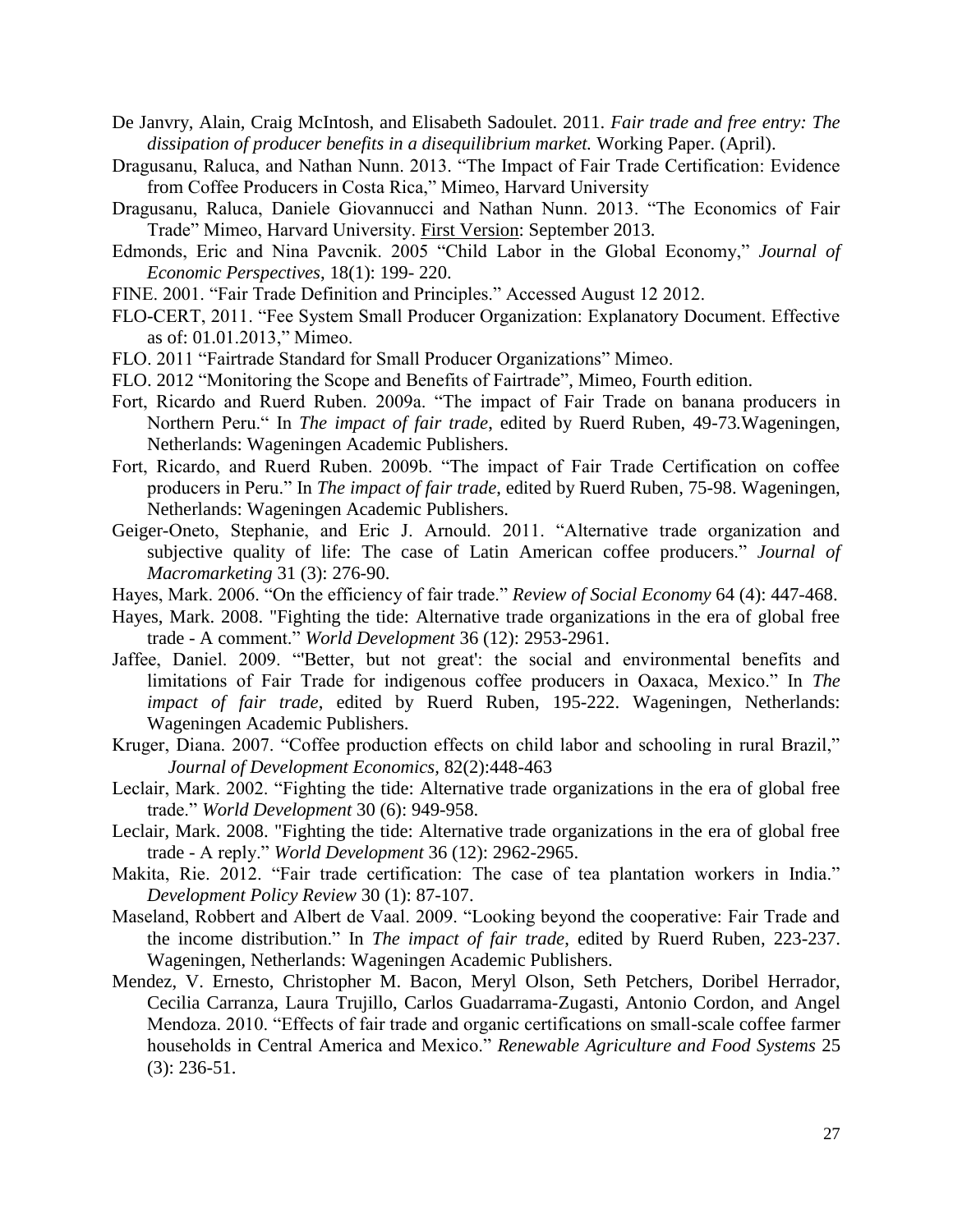De Janvry, Alain, Craig McIntosh, and Elisabeth Sadoulet. 2011. *Fair trade and free entry: The dissipation of producer benefits in a disequilibrium market.* Working Paper. (April).

Dragusanu, Raluca, and Nathan Nunn. 2013. "The Impact of Fair Trade Certification: Evidence from Coffee Producers in Costa Rica," Mimeo, Harvard University

Dragusanu, Raluca, Daniele Giovannucci and Nathan Nunn. 2013. "The Economics of Fair Trade" Mimeo, Harvard University. First Version: September 2013.

Edmonds, Eric and Nina Pavcnik. 2005 "Child Labor in the Global Economy," *Journal of Economic Perspectives*, 18(1): 199- 220.

FINE. 2001. "Fair Trade Definition and Principles." Accessed August 12 2012.

FLO-CERT, 2011. "Fee System Small Producer Organization: Explanatory Document. Effective as of: 01.01.2013," Mimeo.

FLO. 2011 "Fairtrade Standard for Small Producer Organizations" Mimeo.

FLO. 2012 "Monitoring the Scope and Benefits of Fairtrade", Mimeo, Fourth edition.

Fort, Ricardo and Ruerd Ruben. 2009a. "The impact of Fair Trade on banana producers in Northern Peru." In *The impact of fair trade,* edited by Ruerd Ruben, 49-73.Wageningen, Netherlands: Wageningen Academic Publishers.

Fort, Ricardo, and Ruerd Ruben. 2009b. "The impact of Fair Trade Certification on coffee producers in Peru." In *The impact of fair trade*, edited by Ruerd Ruben, 75-98. Wageningen, Netherlands: Wageningen Academic Publishers.

Geiger-Oneto, Stephanie, and Eric J. Arnould. 2011. "Alternative trade organization and subjective quality of life: The case of Latin American coffee producers." *Journal of Macromarketing* 31 (3): 276-90.

Hayes, Mark. 2006. "On the efficiency of fair trade." *Review of Social Economy* 64 (4): 447-468.

Hayes, Mark. 2008. "Fighting the tide: Alternative trade organizations in the era of global free trade - A comment." *World Development* 36 (12): 2953-2961.

Jaffee, Daniel. 2009. "'Better, but not great': the social and environmental benefits and limitations of Fair Trade for indigenous coffee producers in Oaxaca, Mexico." In *The impact of fair trade*, edited by Ruerd Ruben, 195-222. Wageningen, Netherlands: Wageningen Academic Publishers.

Kruger, Diana. 2007. "Coffee production effects on child labor and schooling in rural Brazil," *Journal of Development Economics,* 82(2):448-463

Leclair, Mark. 2002. "Fighting the tide: Alternative trade organizations in the era of global free trade." *World Development* 30 (6): 949-958.

Leclair, Mark. 2008. "Fighting the tide: Alternative trade organizations in the era of global free trade - A reply." *World Development* 36 (12): 2962-2965.

Makita, Rie. 2012. "Fair trade certification: The case of tea plantation workers in India." *Development Policy Review* 30 (1): 87-107.

Maseland, Robbert and Albert de Vaal. 2009. "Looking beyond the cooperative: Fair Trade and the income distribution." In *The impact of fair trade*, edited by Ruerd Ruben, 223-237. Wageningen, Netherlands: Wageningen Academic Publishers.

Mendez, V. Ernesto, Christopher M. Bacon, Meryl Olson, Seth Petchers, Doribel Herrador, Cecilia Carranza, Laura Trujillo, Carlos Guadarrama-Zugasti, Antonio Cordon, and Angel Mendoza. 2010. "Effects of fair trade and organic certifications on small-scale coffee farmer households in Central America and Mexico." *Renewable Agriculture and Food Systems* 25 (3): 236-51.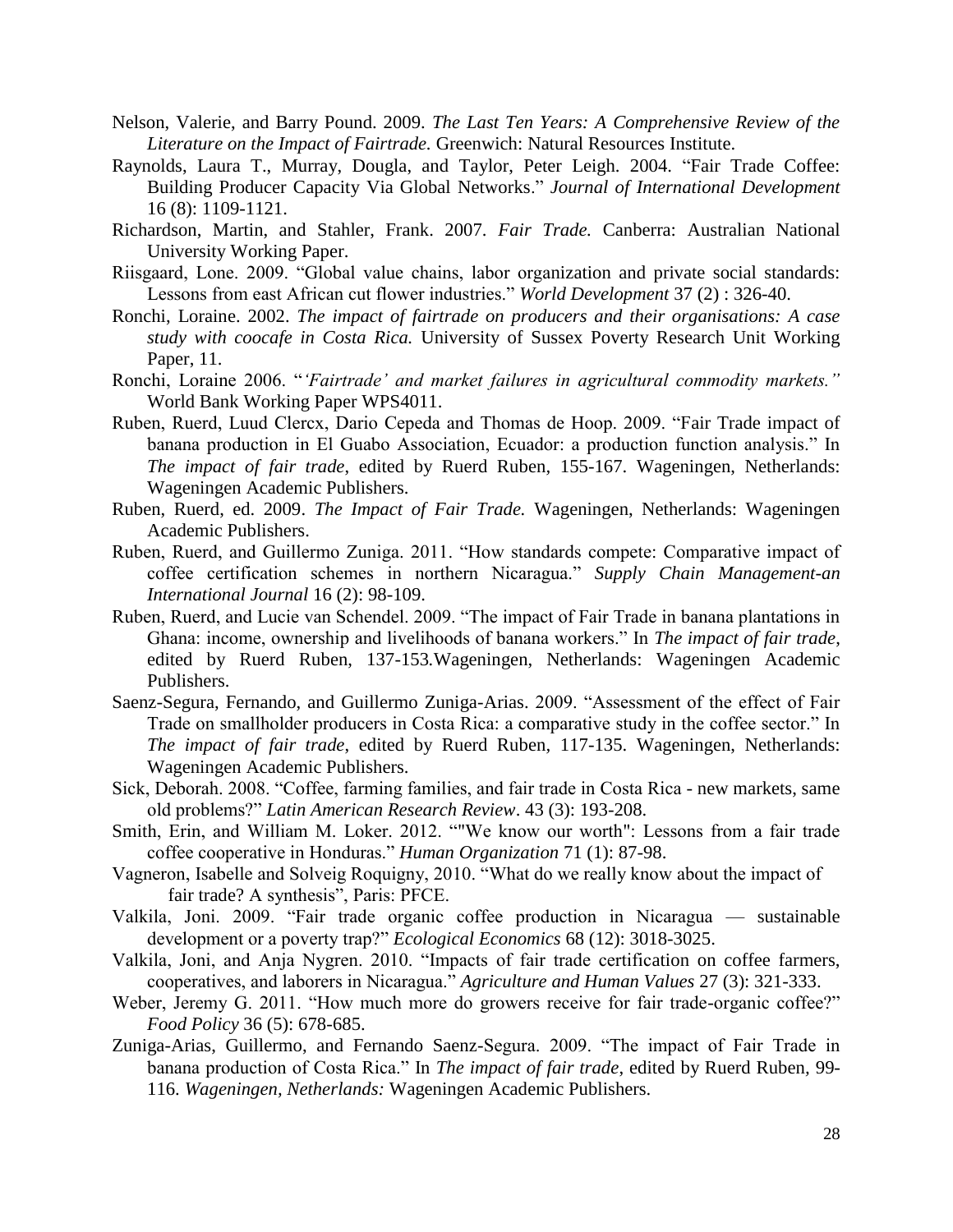Nelson, Valerie, and Barry Pound. 2009. *The Last Ten Years: A Comprehensive Review of the Literature on the Impact of Fairtrade.* Greenwich: Natural Resources Institute.

Raynolds, Laura T., Murray, Dougla, and Taylor, Peter Leigh. 2004. "Fair Trade Coffee: Building Producer Capacity Via Global Networks." *Journal of International Development* 16 (8): 1109-1121.

Richardson, Martin, and Stahler, Frank. 2007. *Fair Trade.* Canberra: Australian National University Working Paper.

Riisgaard, Lone. 2009. "Global value chains, labor organization and private social standards: Lessons from east African cut flower industries." *World Development* 37 (2) : 326-40.

Ronchi, Loraine. 2002. *The impact of fairtrade on producers and their organisations: A case study with coocafe in Costa Rica.* University of Sussex Poverty Research Unit Working Paper, 11.

Ronchi, Loraine 2006. "*'Fairtrade' and market failures in agricultural commodity markets."* World Bank Working Paper WPS4011.

Ruben, Ruerd, Luud Clercx, Dario Cepeda and Thomas de Hoop. 2009. "Fair Trade impact of banana production in El Guabo Association, Ecuador: a production function analysis." In *The impact of fair trade*, edited by Ruerd Ruben, 155-167. Wageningen, Netherlands: Wageningen Academic Publishers.

Ruben, Ruerd, ed. 2009. *The Impact of Fair Trade.* Wageningen, Netherlands: Wageningen Academic Publishers.

Ruben, Ruerd, and Guillermo Zuniga. 2011. "How standards compete: Comparative impact of coffee certification schemes in northern Nicaragua." *Supply Chain Management-an International Journal* 16 (2): 98-109.

Ruben, Ruerd, and Lucie van Schendel. 2009. "The impact of Fair Trade in banana plantations in Ghana: income, ownership and livelihoods of banana workers." In *The impact of fair trade*, edited by Ruerd Ruben, 137-153.Wageningen, Netherlands: Wageningen Academic Publishers.

Saenz-Segura, Fernando, and Guillermo Zuniga-Arias. 2009. "Assessment of the effect of Fair Trade on smallholder producers in Costa Rica: a comparative study in the coffee sector." In *The impact of fair trade*, edited by Ruerd Ruben, 117-135. Wageningen, Netherlands: Wageningen Academic Publishers.

Sick, Deborah. 2008. "Coffee, farming families, and fair trade in Costa Rica - new markets, same old problems?" *Latin American Research Review*. 43 (3): 193-208.

Smith, Erin, and William M. Loker. 2012. ""We know our worth": Lessons from a fair trade coffee cooperative in Honduras." *Human Organization* 71 (1): 87-98.

Vagneron, Isabelle and Solveig Roquigny, 2010. "What do we really know about the impact of fair trade? A synthesis", Paris: PFCE.

Valkila, Joni. 2009. "Fair trade organic coffee production in Nicaragua — sustainable development or a poverty trap?" *Ecological Economics* 68 (12): 3018-3025.

Valkila, Joni, and Anja Nygren. 2010. "Impacts of fair trade certification on coffee farmers, cooperatives, and laborers in Nicaragua." *Agriculture and Human Values* 27 (3): 321-333.

Weber, Jeremy G. 2011. "How much more do growers receive for fair trade-organic coffee?" *Food Policy* 36 (5): 678-685.

Zuniga-Arias, Guillermo, and Fernando Saenz-Segura. 2009. "The impact of Fair Trade in banana production of Costa Rica." In *The impact of fair trade*, edited by Ruerd Ruben, 99-116. *Wageningen, Netherlands:* Wageningen Academic Publishers.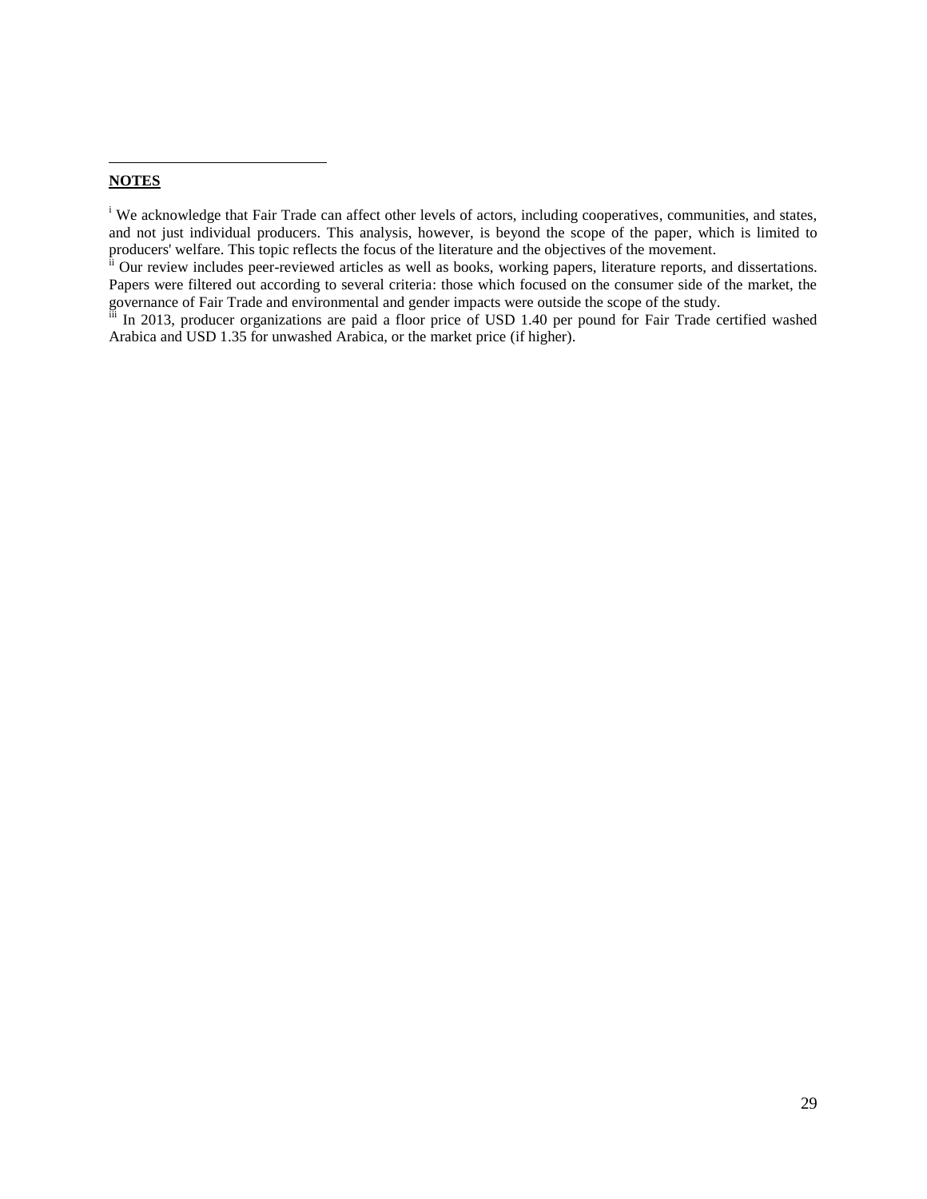**NOTES**

[i] We acknowledge that Fair Trade can affect other levels of actors, including cooperatives, communities, and states, and not just individual producers. This analysis, however, is beyond the scope of the paper, which is limited to producers' welfare. This topic reflects the focus of the literature and the objectives of the movement.

[ii] Our review includes peer-reviewed articles as well as books, working papers, literature reports, and dissertations. Papers were filtered out according to several criteria: those which focused on the consumer side of the market, the governance of Fair Trade and environmental and gender impacts were outside the scope of the study.

[iii] In 2013, producer organizations are paid a floor price of USD 1.40 per pound for Fair Trade certified washed Arabica and USD 1.35 for unwashed Arabica, or the market price (if higher).